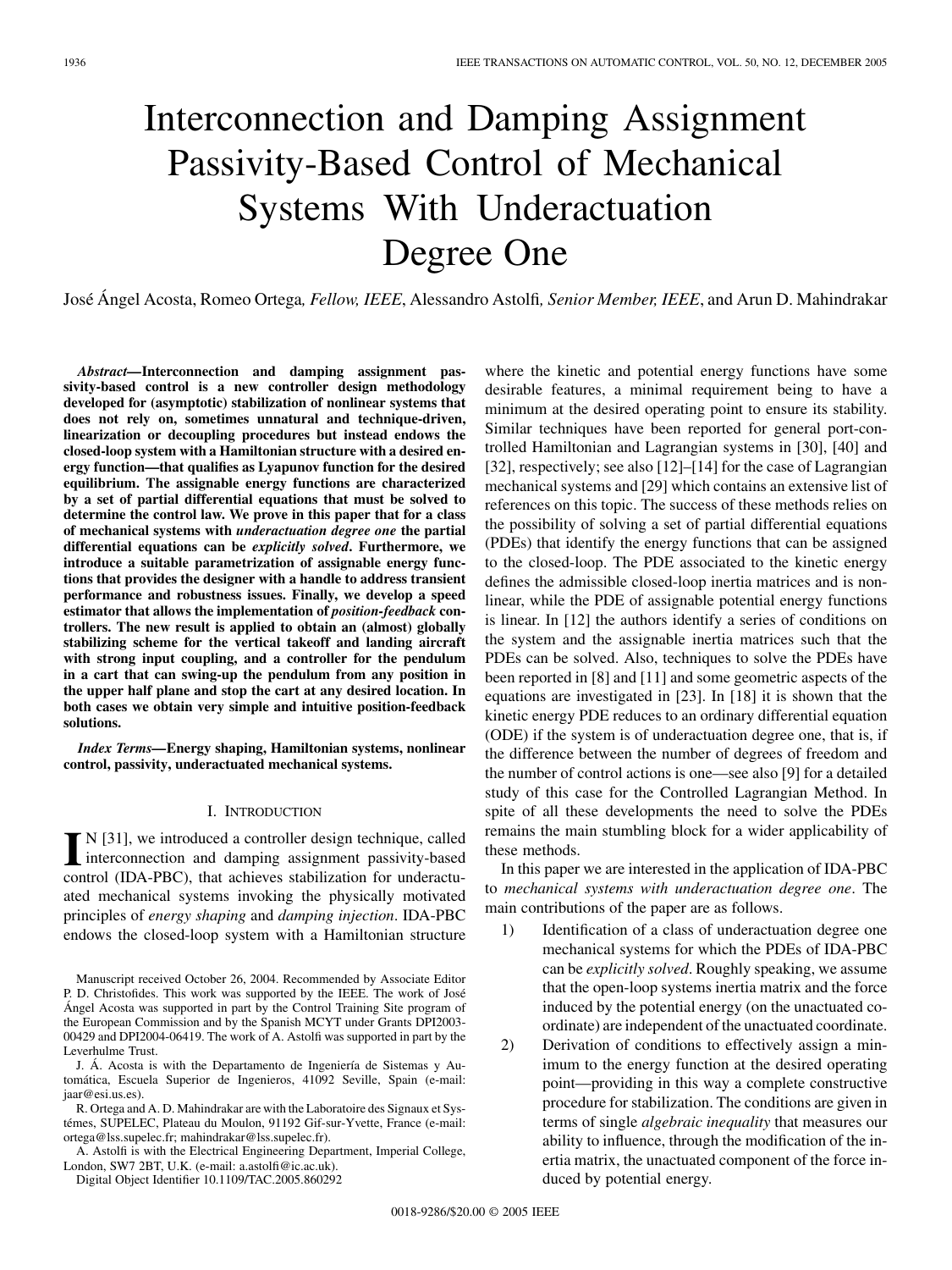# Interconnection and Damping Assignment Passivity-Based Control of Mechanical Systems With Underactuation Degree One

José Ángel Acosta, Romeo Ortega, *Fellow, IEEE*, Alessandro Astolfi, *Senior Member, IEEE*, and Arun D. Mahindrakar

***Abstract*—Interconnection and damping assignment passivity-based control is a new controller design methodology developed for (asymptotic) stabilization of nonlinear systems that does not rely on, sometimes unnatural and technique-driven, linearization or decoupling procedures but instead endows the closed-loop system with a Hamiltonian structure with a desired energy function—that qualifies as Lyapunov function for the desired equilibrium. The assignable energy functions are characterized by a set of partial differential equations that must be solved to determine the control law. We prove in this paper that for a class of mechanical systems with *underactuation degree one* the partial differential equations can be *explicitly solved*. Furthermore, we introduce a suitable parametrization of assignable energy functions that provides the designer with a handle to address transient performance and robustness issues. Finally, we develop a speed estimator that allows the implementation of *position-feedback* controllers. The new result is applied to obtain an (almost) globally stabilizing scheme for the vertical takeoff and landing aircraft with strong input coupling, and a controller for the pendulum in a cart that can swing-up the pendulum from any position in the upper half plane and stop the cart at any desired location. In both cases we obtain very simple and intuitive position-feedback solutions.**

***Index Terms*—Energy shaping, Hamiltonian systems, nonlinear control, passivity, underactuated mechanical systems.**

## I. Introduction

IN [31], we introduced a controller design technique, called interconnection and damping assignment passivity-based control (IDA-PBC), that achieves stabilization for underactuated mechanical systems invoking the physically motivated principles of *energy shaping* and *damping injection*. IDA-PBC endows the closed-loop system with a Hamiltonian structure where the kinetic and potential energy functions have some desirable features, a minimal requirement being to have a minimum at the desired operating point to ensure its stability. Similar techniques have been reported for general port-controlled Hamiltonian and Lagrangian systems in [30], [40] and [32], respectively; see also [12]–[14] for the case of Lagrangian mechanical systems and [29] which contains an extensive list of references on this topic. The success of these methods relies on the possibility of solving a set of partial differential equations (PDEs) that identify the energy functions that can be assigned to the closed-loop. The PDE associated to the kinetic energy defines the admissible closed-loop inertia matrices and is nonlinear, while the PDE of assignable potential energy functions is linear. In [12] the authors identify a series of conditions on the system and the assignable inertia matrices such that the PDEs can be solved. Also, techniques to solve the PDEs have been reported in [8] and [11] and some geometric aspects of the equations are investigated in [23]. In [18] it is shown that the kinetic energy PDE reduces to an ordinary differential equation (ODE) if the system is of underactuation degree one, that is, if the difference between the number of degrees of freedom and the number of control actions is one—see also [9] for a detailed study of this case for the Controlled Lagrangian Method. In spite of all these developments the need to solve the PDEs remains the main stumbling block for a wider applicability of these methods.

In this paper we are interested in the application of IDA-PBC to *mechanical systems with underactuation degree one*. The main contributions of the paper are as follows.

1) Identification of a class of underactuation degree one mechanical systems for which the PDEs of IDA-PBC can be *explicitly solved*. Roughly speaking, we assume that the open-loop systems inertia matrix and the force induced by the potential energy (on the unactuated coordinate) are independent of the unactuated coordinate.
2) Derivation of conditions to effectively assign a minimum to the energy function at the desired operating point—providing in this way a complete constructive procedure for stabilization. The conditions are given in terms of single *algebraic inequality* that measures our ability to influence, through the modification of the inertia matrix, the unactuated component of the force induced by potential energy.

Manuscript received October 26, 2004. Recommended by Associate Editor P. D. Christofides. This work was supported by the IEEE. The work of José Ángel Acosta was supported in part by the Control Training Site program of the European Commission and by the Spanish MCYT under Grants DPI2003-00429 and DPI2004-06419. The work of A. Astolfi was supported in part by the Leverhulme Trust.

J. Á. Acosta is with the Departamento de Ingeniería de Sistemas y Automática, Escuela Superior de Ingenieros, 41092 Seville, Spain (e-mail: jaar@esi.us.es).

R. Ortega and A. D. Mahindrakar are with the Laboratoire des Signaux et Systémes, SUPELEC, Plateau du Moulon, 91192 Gif-sur-Yvette, France (e-mail: ortega@lss.supelec.fr; mahindrakar@lss.supelec.fr).

A. Astolfi is with the Electrical Engineering Department, Imperial College, London, SW7 2BT, U.K. (e-mail: a.astolfi@ic.ac.uk).

Digital Object Identifier 10.1109/TAC.2005.860292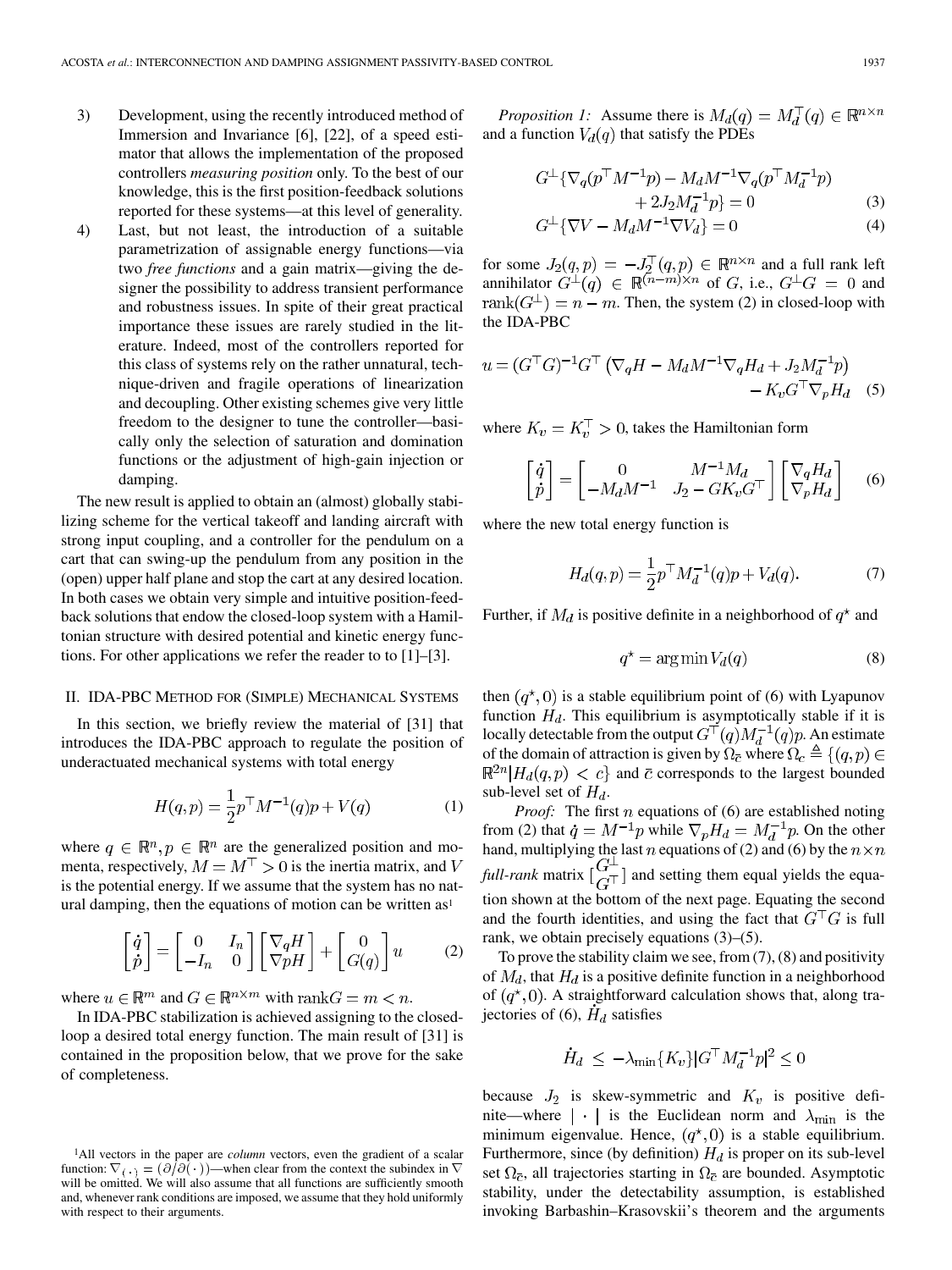3) Development, using the recently introduced method of Immersion and Invariance [6], [22], of a speed estimator that allows the implementation of the proposed controllers *measuring position* only. To the best of our knowledge, this is the first position-feedback solutions reported for these systems—at this level of generality.

4) Last, but not least, the introduction of a suitable parametrization of assignable energy functions—via two *free functions* and a gain matrix—giving the designer the possibility to address transient performance and robustness issues. In spite of their great practical importance these issues are rarely studied in the literature. Indeed, most of the controllers reported for this class of systems rely on the rather unnatural, technique-driven and fragile operations of linearization and decoupling. Other existing schemes give very little freedom to the designer to tune the controller—basically only the selection of saturation and domination functions or the adjustment of high-gain injection or damping.

The new result is applied to obtain an (almost) globally stabilizing scheme for the vertical takeoff and landing aircraft with strong input coupling, and a controller for the pendulum on a cart that can swing-up the pendulum from any position in the (open) upper half plane and stop the cart at any desired location. In both cases we obtain very simple and intuitive position-feedback solutions that endow the closed-loop system with a Hamiltonian structure with desired potential and kinetic energy functions. For other applications we refer the reader to to [1]–[3].

## II. IDA-PBC Method for (Simple) Mechanical Systems

In this section, we briefly review the material of [31] that introduces the IDA-PBC approach to regulate the position of underactuated mechanical systems with total energy

$$H(q,p) = \frac{1}{2}p^\top M^{-1}(q)p + V(q) \tag{1}$$

where $q \in \mathbb{R}^n, p \in \mathbb{R}^n$ are the generalized position and momenta, respectively, $M = M^\top > 0$ is the inertia matrix, and $V$ is the potential energy. If we assume that the system has no natural damping, then the equations of motion can be written as[1]

$$\begin{bmatrix} \dot{q} \\ \dot{p} \end{bmatrix} = \begin{bmatrix} 0 & I_n \\ -I_n & 0 \end{bmatrix} \begin{bmatrix} \nabla_q H \\ \nabla p H \end{bmatrix} + \begin{bmatrix} 0 \\ G(q) \end{bmatrix} u \tag{2}$$

where $u \in \mathbb{R}^m$ and $G \in \mathbb{R}^{n \times m}$ with $\text{rank} G = m < n$.

In IDA-PBC stabilization is achieved assigning to the closed-loop a desired total energy function. The main result of [31] is contained in the proposition below, that we prove for the sake of completeness.

*Proposition 1:* Assume there is $M_d(q) = M_d^\top(q) \in \mathbb{R}^{n \times n}$ and a function $V_d(q)$ that satisfy the PDEs

$$G^\perp \{\nabla_q (p^\top M^{-1} p) - M_d M^{-1} \nabla_q (p^\top M_d^{-1} p) + 2 J_2 M_d^{-1} p\} = 0 \tag{3}$$

$$G^\perp \{\nabla V - M_d M^{-1} \nabla V_d\} = 0 \tag{4}$$

for some $J_2(q,p) = -J_2^\top(q,p) \in \mathbb{R}^{n \times n}$ and a full rank left annihilator $G^\perp(q) \in \mathbb{R}^{(n-m) \times n}$ of $G$, i.e., $G^\perp G = 0$ and $\text{rank}(G^\perp) = n - m$. Then, the system (2) in closed-loop with the IDA-PBC

$$u = (G^\top G)^{-1} G^\top \left(\nabla_q H - M_d M^{-1} \nabla_q H_d + J_2 M_d^{-1} p\right) - K_v G^\top \nabla_p H_d \tag{5}$$

where $K_v = K_v^\top > 0$, takes the Hamiltonian form

$$\begin{bmatrix} \dot{q} \\ \dot{p} \end{bmatrix} = \begin{bmatrix} 0 & M^{-1} M_d \\ -M_d M^{-1} & J_2 - G K_v G^\top \end{bmatrix} \begin{bmatrix} \nabla_q H_d \\ \nabla_p H_d \end{bmatrix} \tag{6}$$

where the new total energy function is

$$H_d(q,p) = \frac{1}{2} p^\top M_d^{-1}(q) p + V_d(q). \tag{7}$$

Further, if $M_d$ is positive definite in a neighborhood of $q^\star$ and

$$q^\star = \arg\min V_d(q) \tag{8}$$

then $(q^\star, 0)$ is a stable equilibrium point of (6) with Lyapunov function $H_d$. This equilibrium is asymptotically stable if it is locally detectable from the output $G^\top(q) M_d^{-1}(q) p$. An estimate of the domain of attraction is given by $\Omega_{\bar{c}}$ where $\Omega_c \triangleq \{(q,p) \in \mathbb{R}^{2n} | H_d(q,p) < c\}$ and $\bar{c}$ corresponds to the largest bounded sub-level set of $H_d$.

*Proof:* The first $n$ equations of (6) are established noting from (2) that $\dot{q} = M^{-1} p$ while $\nabla_p H_d = M_d^{-1} p$. On the other hand, multiplying the last $n$ equations of (2) and (6) by the $n \times n$ *full-rank* matrix $\begin{bmatrix} G^\perp \\ G^\top \end{bmatrix}$ and setting them equal yields the equation shown at the bottom of the next page. Equating the second and the fourth identities, and using the fact that $G^\top G$ is full rank, we obtain precisely equations (3)–(5).

To prove the stability claim we see, from (7), (8) and positivity of $M_d$, that $H_d$ is a positive definite function in a neighborhood of $(q^\star, 0)$. A straightforward calculation shows that, along trajectories of (6), $\dot{H}_d$ satisfies

$$\dot{H}_d \leq -\lambda_{\min}\{K_v\} |G^\top M_d^{-1} p|^2 \leq 0$$

because $J_2$ is skew-symmetric and $K_v$ is positive definite—where $|\cdot|$ is the Euclidean norm and $\lambda_{\min}$ is the minimum eigenvalue. Hence, $(q^\star, 0)$ is a stable equilibrium. Furthermore, since (by definition) $H_d$ is proper on its sub-level set $\Omega_{\bar{c}}$, all trajectories starting in $\Omega_{\bar{c}}$ are bounded. Asymptotic stability, under the detectability assumption, is established invoking Barbashin–Krasovskii's theorem and the arguments

[1] All vectors in the paper are *column* vectors, even the gradient of a scalar function: $\nabla_{(\cdot)} = (\partial/\partial(\cdot))$—when clear from the context the subindex in $\nabla$ will be omitted. We will also assume that all functions are sufficiently smooth and, whenever rank conditions are imposed, we assume that they hold uniformly with respect to their arguments.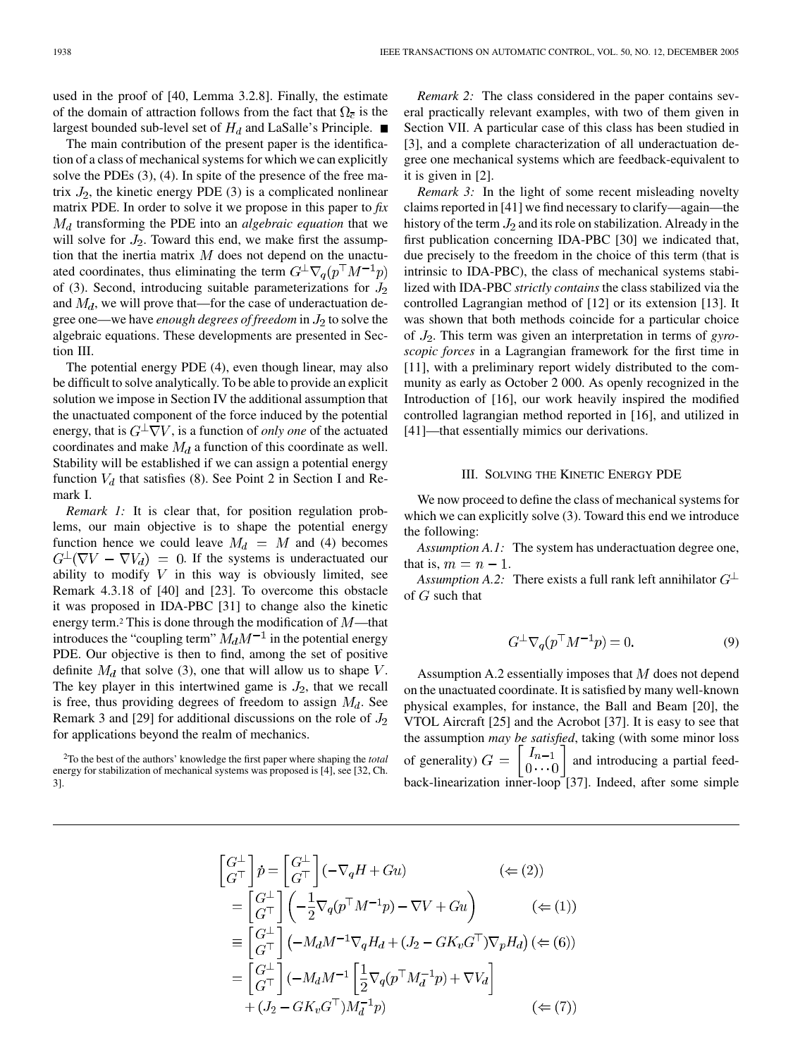used in the proof of [40, Lemma 3.2.8]. Finally, the estimate of the domain of attraction follows from the fact that $\Omega_{\bar{c}}$ is the largest bounded sub-level set of $H_d$ and LaSalle's Principle. ■

The main contribution of the present paper is the identification of a class of mechanical systems for which we can explicitly solve the PDEs (3), (4). In spite of the presence of the free matrix $J_2$, the kinetic energy PDE (3) is a complicated nonlinear matrix PDE. In order to solve it we propose in this paper to *fix* $M_d$ transforming the PDE into an *algebraic equation* that we will solve for $J_2$. Toward this end, we make first the assumption that the inertia matrix $M$ does not depend on the unactuated coordinates, thus eliminating the term $G^{\perp}\nabla_q(p^\top M^{-1}p)$ of (3). Second, introducing suitable parameterizations for $J_2$ and $M_d$, we will prove that—for the case of underactuation degree one—we have *enough degrees of freedom* in $J_2$ to solve the algebraic equations. These developments are presented in Section III.

The potential energy PDE (4), even though linear, may also be difficult to solve analytically. To be able to provide an explicit solution we impose in Section IV the additional assumption that the unactuated component of the force induced by the potential energy, that is $G^{\perp}\nabla V$, is a function of *only one* of the actuated coordinates and make $M_d$ a function of this coordinate as well. Stability will be established if we can assign a potential energy function $V_d$ that satisfies (8). See Point 2 in Section I and Remark I.

*Remark 1:* It is clear that, for position regulation problems, our main objective is to shape the potential energy function hence we could leave $M_d = M$ and (4) becomes $G^{\perp}(\nabla V - \nabla V_d) = 0$. If the systems is underactuated our ability to modify $V$ in this way is obviously limited, see Remark 4.3.18 of [40] and [23]. To overcome this obstacle it was proposed in IDA-PBC [31] to change also the kinetic energy term.[2] This is done through the modification of $M$—that introduces the "coupling term" $M_dM^{-1}$ in the potential energy PDE. Our objective is then to find, among the set of positive definite $M_d$ that solve (3), one that will allow us to shape $V$. The key player in this intertwined game is $J_2$, that we recall is free, thus providing degrees of freedom to assign $M_d$. See Remark 3 and [29] for additional discussions on the role of $J_2$ for applications beyond the realm of mechanics.

[2]To the best of the authors' knowledge the first paper where shaping the *total* energy for stabilization of mechanical systems was proposed is [4], see [32, Ch. 3].

*Remark 2:* The class considered in the paper contains several practically relevant examples, with two of them given in Section VII. A particular case of this class has been studied in [3], and a complete characterization of all underactuation degree one mechanical systems which are feedback-equivalent to it is given in [2].

*Remark 3:* In the light of some recent misleading novelty claims reported in [41] we find necessary to clarify—again—the history of the term $J_2$ and its role on stabilization. Already in the first publication concerning IDA-PBC [30] we indicated that, due precisely to the freedom in the choice of this term (that is intrinsic to IDA-PBC), the class of mechanical systems stabilized with IDA-PBC *strictly contains* the class stabilized via the controlled Lagrangian method of [12] or its extension [13]. It was shown that both methods coincide for a particular choice of $J_2$. This term was given an interpretation in terms of *gyroscopic forces* in a Lagrangian framework for the first time in [11], with a preliminary report widely distributed to the community as early as October 2 000. As openly recognized in the Introduction of [16], our work heavily inspired the modified controlled lagrangian method reported in [16], and utilized in [41]—that essentially mimics our derivations.

## III. Solving the Kinetic Energy PDE

We now proceed to define the class of mechanical systems for which we can explicitly solve (3). Toward this end we introduce the following:

*Assumption A.1:* The system has underactuation degree one, that is, $m = n - 1$.

*Assumption A.2:* There exists a full rank left annihilator $G^{\perp}$ of $G$ such that

$$G^{\perp}\nabla_q(p^\top M^{-1}p) = 0. \tag{9}$$

Assumption A.2 essentially imposes that $M$ does not depend on the unactuated coordinate. It is satisfied by many well-known physical examples, for instance, the Ball and Beam [20], the VTOL Aircraft [25] and the Acrobot [37]. It is easy to see that the assumption *may be satisfied*, taking (with some minor loss of generality) $G = \begin{bmatrix} I_{n-1} \\ 0 \cdots 0 \end{bmatrix}$ and introducing a partial feedback-linearization inner-loop [37]. Indeed, after some simple

$$\begin{aligned}
\begin{bmatrix} G^{\perp} \\ G^\top \end{bmatrix} \dot{p} &= \begin{bmatrix} G^{\perp} \\ G^\top \end{bmatrix} (-\nabla_q H + Gu) & (\Leftarrow (2))\\
&= \begin{bmatrix} G^{\perp} \\ G^\top \end{bmatrix} \left( -\frac{1}{2}\nabla_q(p^\top M^{-1}p) - \nabla V + Gu \right) & (\Leftarrow (1))\\
&\equiv \begin{bmatrix} G^{\perp} \\ G^\top \end{bmatrix} \left( -M_dM^{-1}\nabla_q H_d + (J_2 - GK_vG^\top)\nabla_p H_d \right) & (\Leftarrow (6))\\
&= \begin{bmatrix} G^{\perp} \\ G^\top \end{bmatrix} \left( -M_dM^{-1}\left[\frac{1}{2}\nabla_q(p^\top M_d^{-1}p) + \nabla V_d\right] \right.\\
&\qquad \left. + (J_2 - GK_vG^\top)M_d^{-1}p \right) & (\Leftarrow (7))
\end{aligned}$$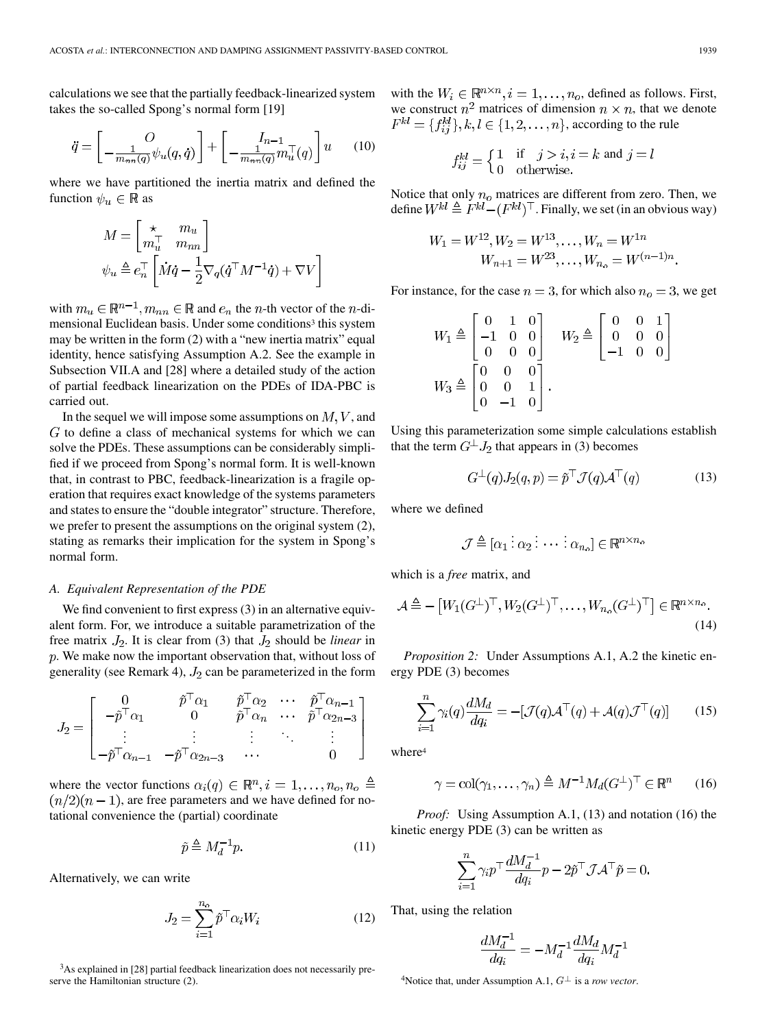calculations we see that the partially feedback-linearized system takes the so-called Spong's normal form [19]

$$\ddot{q} = \begin{bmatrix} O \\ -\frac{1}{m_{nn}(q)}\psi_u(q,\dot{q}) \end{bmatrix} + \begin{bmatrix} I_{n-1} \\ -\frac{1}{m_{nn}(q)} m_u^\top(q) \end{bmatrix} u \tag{10}$$

where we have partitioned the inertia matrix and defined the function $\psi_u \in \mathbb{R}$ as

$$M = \begin{bmatrix} \star & m_u \\ m_u^\top & m_{nn} \end{bmatrix}$$

$$\psi_u \triangleq e_n^\top \left[ \dot{M}\dot{q} - \frac{1}{2}\nabla_q(\dot{q}^\top M^{-1}\dot{q}) + \nabla V \right]$$

with $m_u \in \mathbb{R}^{n-1}, m_{nn} \in \mathbb{R}$ and $e_n$ the $n$-th vector of the $n$-dimensional Euclidean basis. Under some conditions[3] this system may be written in the form (2) with a "new inertia matrix" equal identity, hence satisfying Assumption A.2. See the example in Subsection VII.A and [28] where a detailed study of the action of partial feedback linearization on the PDEs of IDA-PBC is carried out.

In the sequel we will impose some assumptions on $M, V$, and $G$ to define a class of mechanical systems for which we can solve the PDEs. These assumptions can be considerably simplified if we proceed from Spong's normal form. It is well-known that, in contrast to PBC, feedback-linearization is a fragile operation that requires exact knowledge of the systems parameters and states to ensure the "double integrator" structure. Therefore, we prefer to present the assumptions on the original system (2), stating as remarks their implication for the system in Spong's normal form.

### A. Equivalent Representation of the PDE

We find convenient to first express (3) in an alternative equivalent form. For, we introduce a suitable parametrization of the free matrix $J_2$. It is clear from (3) that $J_2$ should be *linear* in $p$. We make now the important observation that, without loss of generality (see Remark 4), $J_2$ can be parameterized in the form

$$J_2 = \begin{bmatrix} 0 & \tilde{p}^\top\alpha_1 & \tilde{p}^\top\alpha_2 & \cdots & \tilde{p}^\top\alpha_{n-1} \\ -\tilde{p}^\top\alpha_1 & 0 & \tilde{p}^\top\alpha_n & \cdots & \tilde{p}^\top\alpha_{2n-3} \\ \vdots & \vdots & \vdots & \ddots & \vdots \\ -\tilde{p}^\top\alpha_{n-1} & -\tilde{p}^\top\alpha_{2n-3} & \cdots & & 0 \end{bmatrix}$$

where the vector functions $\alpha_i(q) \in \mathbb{R}^n, i = 1,\ldots,n_o, n_o \triangleq (n/2)(n-1)$, are free parameters and we have defined for notational convenience the (partial) coordinate

$$\tilde{p} \triangleq M_d^{-1}p. \tag{11}$$

Alternatively, we can write

$$J_2 = \sum_{i=1}^{n_o} \tilde{p}^\top\alpha_i W_i \tag{12}$$

with the $W_i \in \mathbb{R}^{n\times n}, i = 1,\ldots,n_o$, defined as follows. First, we construct $n^2$ matrices of dimension $n \times n$, that we denote $F^{kl} = \{f_{ij}^{kl}\}, k,l \in \{1,2,\ldots,n\}$, according to the rule

$$f_{ij}^{kl} = \begin{cases} 1 & \text{if} \quad j > i, i = k \text{ and } j = l \\ 0 & \text{otherwise.} \end{cases}$$

Notice that only $n_o$ matrices are different from zero. Then, we define $W^{kl} \triangleq F^{kl} - (F^{kl})^\top$. Finally, we set (in an obvious way)

$$W_1 = W^{12}, W_2 = W^{13}, \ldots, W_n = W^{1n}$$
$$W_{n+1} = W^{23}, \ldots, W_{n_o} = W^{(n-1)n}.$$

For instance, for the case $n = 3$, for which also $n_o = 3$, we get

$$W_1 \triangleq \begin{bmatrix} 0 & 1 & 0 \\ -1 & 0 & 0 \\ 0 & 0 & 0 \end{bmatrix} \quad W_2 \triangleq \begin{bmatrix} 0 & 0 & 1 \\ 0 & 0 & 0 \\ -1 & 0 & 0 \end{bmatrix}$$
$$W_3 \triangleq \begin{bmatrix} 0 & 0 & 0 \\ 0 & 0 & 1 \\ 0 & -1 & 0 \end{bmatrix}.$$

Using this parameterization some simple calculations establish that the term $G^\perp J_2$ that appears in (3) becomes

$$G^\perp(q) J_2(q,p) = \tilde{p}^\top \mathcal{J}(q)\mathcal{A}^\top(q) \tag{13}$$

where we defined

$$\mathcal{J} \triangleq [\alpha_1 \vdots \alpha_2 \vdots \cdots \vdots \alpha_{n_o}] \in \mathbb{R}^{n\times n_o}$$

which is a *free* matrix, and

$$\mathcal{A} \triangleq -\left[W_1(G^\perp)^\top, W_2(G^\perp)^\top, \ldots, W_{n_o}(G^\perp)^\top\right] \in \mathbb{R}^{n\times n_o}. \tag{14}$$

*Proposition 2:* Under Assumptions A.1, A.2 the kinetic energy PDE (3) becomes

$$\sum_{i=1}^n \gamma_i(q)\frac{dM_d}{dq_i} = -[\mathcal{J}(q)\mathcal{A}^\top(q) + \mathcal{A}(q)\mathcal{J}^\top(q)] \tag{15}$$

where[4]

$$\gamma = \text{col}(\gamma_1,\ldots,\gamma_n) \triangleq M^{-1}M_d(G^\perp)^\top \in \mathbb{R}^n \tag{16}$$

*Proof:* Using Assumption A.1, (13) and notation (16) the kinetic energy PDE (3) can be written as

$$\sum_{i=1}^n \gamma_i p^\top \frac{dM_d^{-1}}{dq_i}p - 2\tilde{p}^\top\mathcal{J}\mathcal{A}^\top\tilde{p} = 0.$$

That, using the relation

$$\frac{dM_d^{-1}}{dq_i} = -M_d^{-1}\frac{dM_d}{dq_i}M_d^{-1}$$

[3] As explained in [28] partial feedback linearization does not necessarily preserve the Hamiltonian structure (2).

[4] Notice that, under Assumption A.1, $G^\perp$ is a *row vector*.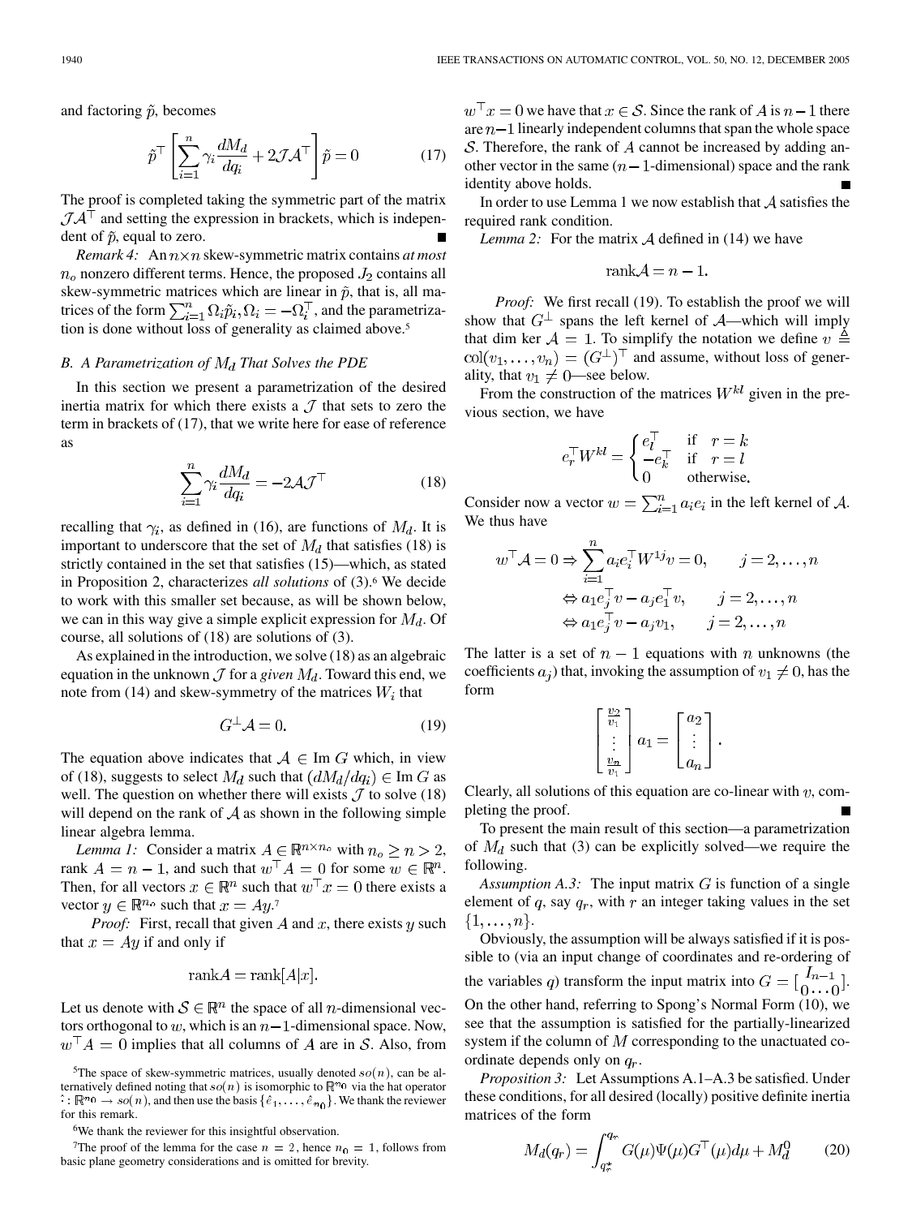and factoring $\tilde{p}$, becomes

$$\tilde{p}^\top \left[ \sum_{i=1}^{n} \gamma_i \frac{dM_d}{dq_i} + 2\mathcal{J}\mathcal{A}^\top \right] \tilde{p} = 0 \tag{17}$$

The proof is completed taking the symmetric part of the matrix $\mathcal{J}\mathcal{A}^\top$ and setting the expression in brackets, which is independent of $\tilde{p}$, equal to zero. ■

*Remark 4:* An $n \times n$ skew-symmetric matrix contains *at most* $n_o$ nonzero different terms. Hence, the proposed $J_2$ contains all skew-symmetric matrices which are linear in $\tilde{p}$, that is, all matrices of the form $\sum_{i=1}^{n} \Omega_i \tilde{p}_i, \Omega_i = -\Omega_i^\top$, and the parametrization is done without loss of generality as claimed above.[5]

### B. A Parametrization of $M_d$ That Solves the PDE

In this section we present a parametrization of the desired inertia matrix for which there exists a $\mathcal{J}$ that sets to zero the term in brackets of (17), that we write here for ease of reference as

$$\sum_{i=1}^{n} \gamma_i \frac{dM_d}{dq_i} = -2\mathcal{A}\mathcal{J}^\top \tag{18}$$

recalling that $\gamma_i$, as defined in (16), are functions of $M_d$. It is important to underscore that the set of $M_d$ that satisfies (18) is strictly contained in the set that satisfies (15)—which, as stated in Proposition 2, characterizes *all solutions* of (3).[6] We decide to work with this smaller set because, as will be shown below, we can in this way give a simple explicit expression for $M_d$. Of course, all solutions of (18) are solutions of (3).

As explained in the introduction, we solve (18) as an algebraic equation in the unknown $\mathcal{J}$ for a *given* $M_d$. Toward this end, we note from (14) and skew-symmetry of the matrices $W_i$ that

$$G^\perp \mathcal{A} = 0. \tag{19}$$

The equation above indicates that $\mathcal{A} \in \text{Im } G$ which, in view of (18), suggests to select $M_d$ such that $(dM_d/dq_i) \in \text{Im } G$ as well. The question on whether there will exists $\mathcal{J}$ to solve (18) will depend on the rank of $\mathcal{A}$ as shown in the following simple linear algebra lemma.

*Lemma 1:* Consider a matrix $A \in \mathbb{R}^{n \times n_o}$ with $n_o \geq n > 2$, rank $A = n - 1$, and such that $w^\top A = 0$ for some $w \in \mathbb{R}^n$. Then, for all vectors $x \in \mathbb{R}^n$ such that $w^\top x = 0$ there exists a vector $y \in \mathbb{R}^{n_o}$ such that $x = Ay$.[7]

*Proof:* First, recall that given $A$ and $x$, there exists $y$ such that $x = Ay$ if and only if

$$\text{rank}A = \text{rank}[A|x].$$

Let us denote with $\mathcal{S} \in \mathbb{R}^n$ the space of all $n$-dimensional vectors orthogonal to $w$, which is an $n-1$-dimensional space. Now, $w^\top A = 0$ implies that all columns of $A$ are in $\mathcal{S}$. Also, from $w^\top x = 0$ we have that $x \in \mathcal{S}$. Since the rank of $A$ is $n-1$ there are $n-1$ linearly independent columns that span the whole space $\mathcal{S}$. Therefore, the rank of $A$ cannot be increased by adding another vector in the same ($n-1$-dimensional) space and the rank identity above holds. ■

In order to use Lemma 1 we now establish that $\mathcal{A}$ satisfies the required rank condition.

*Lemma 2:* For the matrix $\mathcal{A}$ defined in (14) we have

$$\text{rank}\mathcal{A} = n - 1.$$

*Proof:* We first recall (19). To establish the proof we will show that $G^\perp$ spans the left kernel of $\mathcal{A}$—which will imply that dim ker $\mathcal{A} = 1$. To simplify the notation we define $v \triangleq \text{col}(v_1, \ldots, v_n) = (G^\perp)^\top$ and assume, without loss of generality, that $v_1 \neq 0$—see below.

From the construction of the matrices $W^{kl}$ given in the previous section, we have

$$e_r^\top W^{kl} = \begin{cases} e_l^\top & \text{if } \; r = k \\ -e_k^\top & \text{if } \; r = l \\ 0 & \text{otherwise.} \end{cases}$$

Consider now a vector $w = \sum_{i=1}^{n} a_i e_i$ in the left kernel of $\mathcal{A}$. We thus have

$$\begin{aligned} w^\top \mathcal{A} = 0 \Rightarrow & \sum_{i=1}^{n} a_i e_i^\top W^{1j} v = 0, \qquad j = 2, \ldots, n \\ & \Leftrightarrow a_1 e_j^\top v - a_j e_1^\top v, \qquad j = 2, \ldots, n \\ & \Leftrightarrow a_1 e_j^\top v - a_j v_1, \qquad j = 2, \ldots, n \end{aligned}$$

The latter is a set of $n-1$ equations with $n$ unknowns (the coefficients $a_j$) that, invoking the assumption of $v_1 \neq 0$, has the form

$$\begin{bmatrix} \frac{v_2}{v_1} \\ \vdots \\ \frac{v_n}{v_1} \end{bmatrix} a_1 = \begin{bmatrix} a_2 \\ \vdots \\ a_n \end{bmatrix}.$$

Clearly, all solutions of this equation are co-linear with $v$, completing the proof. ■

To present the main result of this section—a parametrization of $M_d$ such that (3) can be explicitly solved—we require the following.

*Assumption A.3:* The input matrix $G$ is function of a single element of $q$, say $q_r$, with $r$ an integer taking values in the set $\{1, \ldots, n\}$.

Obviously, the assumption will be always satisfied if it is possible to (via an input change of coordinates and re-ordering of the variables $q$) transform the input matrix into $G = \left[\begin{smallmatrix} I_{n-1} \\ 0 \ldots 0 \end{smallmatrix}\right]$. On the other hand, referring to Spong's Normal Form (10), we see that the assumption is satisfied for the partially-linearized system if the column of $M$ corresponding to the unactuated coordinate depends only on $q_r$.

*Proposition 3:* Let Assumptions A.1–A.3 be satisfied. Under these conditions, for all desired (locally) positive definite inertia matrices of the form

$$M_d(q_r) = \int_{q_r^\star}^{q_r} G(\mu)\Psi(\mu)G^\top(\mu)d\mu + M_d^0 \tag{20}$$

---

[5] The space of skew-symmetric matrices, usually denoted $so(n)$, can be alternatively defined noting that $so(n)$ is isomorphic to $\mathbb{R}^{n_0}$ via the hat operator $\hat{\cdot} : \mathbb{R}^{n_0} \to so(n)$, and then use the basis $\{\hat{e}_1, \ldots, \hat{e}_{n_0}\}$. We thank the reviewer for this remark.

[6] We thank the reviewer for this insightful observation.

[7] The proof of the lemma for the case $n = 2$, hence $n_0 = 1$, follows from basic plane geometry considerations and is omitted for brevity.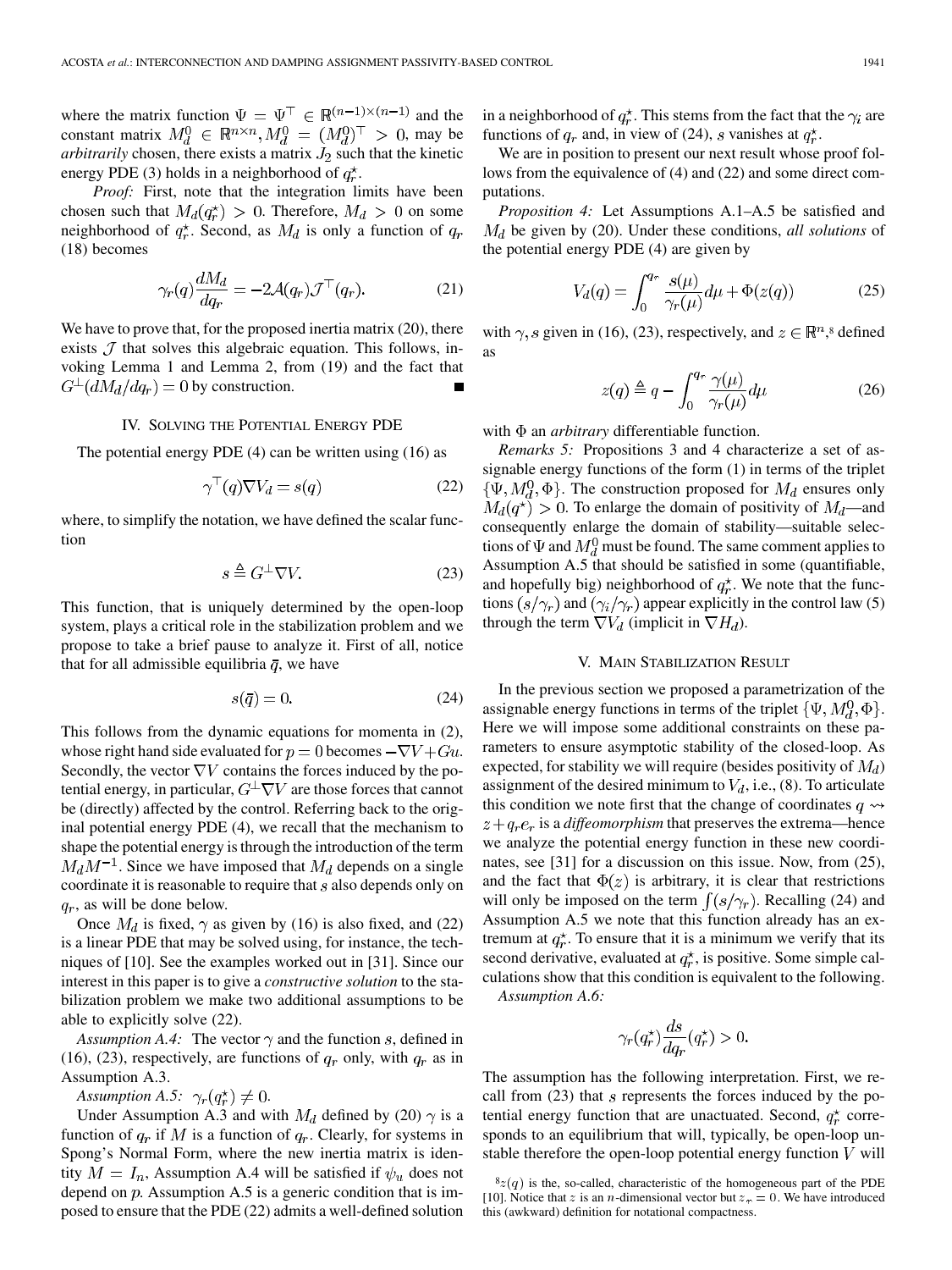where the matrix function $\Psi = \Psi^\top \in \mathbb{R}^{(n-1)\times(n-1)}$ and the constant matrix $M_d^0 \in \mathbb{R}^{n\times n}, M_d^0 = (M_d^0)^\top > 0$, may be *arbitrarily* chosen, there exists a matrix $J_2$ such that the kinetic energy PDE (3) holds in a neighborhood of $q_r^\star$.

*Proof:* First, note that the integration limits have been chosen such that $M_d(q_r^\star) > 0$. Therefore, $M_d > 0$ on some neighborhood of $q_r^\star$. Second, as $M_d$ is only a function of $q_r$ (18) becomes

$$\gamma_r(q)\frac{dM_d}{dq_r} = -2\mathcal{A}(q_r)\mathcal{J}^\top(q_r). \tag{21}$$

We have to prove that, for the proposed inertia matrix (20), there exists $\mathcal{J}$ that solves this algebraic equation. This follows, invoking Lemma 1 and Lemma 2, from (19) and the fact that $G^\perp(dM_d/dq_r) = 0$ by construction. ■

## IV. Solving the Potential Energy PDE

The potential energy PDE (4) can be written using (16) as

$$\gamma^\top(q)\nabla V_d = s(q) \tag{22}$$

where, to simplify the notation, we have defined the scalar function

$$s \triangleq G^\perp \nabla V. \tag{23}$$

This function, that is uniquely determined by the open-loop system, plays a critical role in the stabilization problem and we propose to take a brief pause to analyze it. First of all, notice that for all admissible equilibria $\bar{q}$, we have

$$s(\bar{q}) = 0. \tag{24}$$

This follows from the dynamic equations for momenta in (2), whose right hand side evaluated for $p = 0$ becomes $-\nabla V + Gu$. Secondly, the vector $\nabla V$ contains the forces induced by the potential energy, in particular, $G^\perp \nabla V$ are those forces that cannot be (directly) affected by the control. Referring back to the original potential energy PDE (4), we recall that the mechanism to shape the potential energy is through the introduction of the term $M_d M^{-1}$. Since we have imposed that $M_d$ depends on a single coordinate it is reasonable to require that $s$ also depends only on $q_r$, as will be done below.

Once $M_d$ is fixed, $\gamma$ as given by (16) is also fixed, and (22) is a linear PDE that may be solved using, for instance, the techniques of [10]. See the examples worked out in [31]. Since our interest in this paper is to give a *constructive solution* to the stabilization problem we make two additional assumptions to be able to explicitly solve (22).

*Assumption A.4:* The vector $\gamma$ and the function $s$, defined in (16), (23), respectively, are functions of $q_r$ only, with $q_r$ as in Assumption A.3.

*Assumption A.5:* $\gamma_r(q_r^\star) \neq 0$.

Under Assumption A.3 and with $M_d$ defined by (20) $\gamma$ is a function of $q_r$ if $M$ is a function of $q_r$. Clearly, for systems in Spong's Normal Form, where the new inertia matrix is identity $M = I_n$, Assumption A.4 will be satisfied if $\psi_u$ does not depend on $p$. Assumption A.5 is a generic condition that is imposed to ensure that the PDE (22) admits a well-defined solution in a neighborhood of $q_r^\star$. This stems from the fact that the $\gamma_i$ are functions of $q_r$ and, in view of (24), $s$ vanishes at $q_r^\star$.

We are in position to present our next result whose proof follows from the equivalence of (4) and (22) and some direct computations.

*Proposition 4:* Let Assumptions A.1–A.5 be satisfied and $M_d$ be given by (20). Under these conditions, *all solutions* of the potential energy PDE (4) are given by

$$V_d(q) = \int_0^{q_r} \frac{s(\mu)}{\gamma_r(\mu)} d\mu + \Phi(z(q)) \tag{25}$$

with $\gamma, s$ given in (16), (23), respectively, and $z \in \mathbb{R}^n$,[8] defined as

$$z(q) \triangleq q - \int_0^{q_r} \frac{\gamma(\mu)}{\gamma_r(\mu)} d\mu \tag{26}$$

with $\Phi$ an *arbitrary* differentiable function.

*Remarks 5:* Propositions 3 and 4 characterize a set of assignable energy functions of the form (1) in terms of the triplet $\{\Psi, M_d^0, \Phi\}$. The construction proposed for $M_d$ ensures only $M_d(q^\star) > 0$. To enlarge the domain of positivity of $M_d$—and consequently enlarge the domain of stability—suitable selections of $\Psi$ and $M_d^0$ must be found. The same comment applies to Assumption A.5 that should be satisfied in some (quantifiable, and hopefully big) neighborhood of $q_r^\star$. We note that the functions $(s/\gamma_r)$ and $(\gamma_i/\gamma_r)$ appear explicitly in the control law (5) through the term $\nabla V_d$ (implicit in $\nabla H_d$).

## V. Main Stabilization Result

In the previous section we proposed a parametrization of the assignable energy functions in terms of the triplet $\{\Psi, M_d^0, \Phi\}$. Here we will impose some additional constraints on these parameters to ensure asymptotic stability of the closed-loop. As expected, for stability we will require (besides positivity of $M_d$) assignment of the desired minimum to $V_d$, i.e., (8). To articulate this condition we note first that the change of coordinates $q \rightsquigarrow z + q_r e_r$ is a *diffeomorphism* that preserves the extrema—hence we analyze the potential energy function in these new coordinates, see [31] for a discussion on this issue. Now, from (25), and the fact that $\Phi(z)$ is arbitrary, it is clear that restrictions will only be imposed on the term $\int(s/\gamma_r)$. Recalling (24) and Assumption A.5 we note that this function already has an extremum at $q_r^\star$. To ensure that it is a minimum we verify that its second derivative, evaluated at $q_r^\star$, is positive. Some simple calculations show that this condition is equivalent to the following.

*Assumption A.6:*

$$\gamma_r(q_r^\star)\frac{ds}{dq_r}(q_r^\star) > 0.$$

The assumption has the following interpretation. First, we recall from (23) that $s$ represents the forces induced by the potential energy function that are unactuated. Second, $q_r^\star$ corresponds to an equilibrium that will, typically, be open-loop unstable therefore the open-loop potential energy function $V$ will

[8] $z(q)$ is the, so-called, characteristic of the homogeneous part of the PDE [10]. Notice that $z$ is an $n$-dimensional vector but $z_r = 0$. We have introduced this (awkward) definition for notational compactness.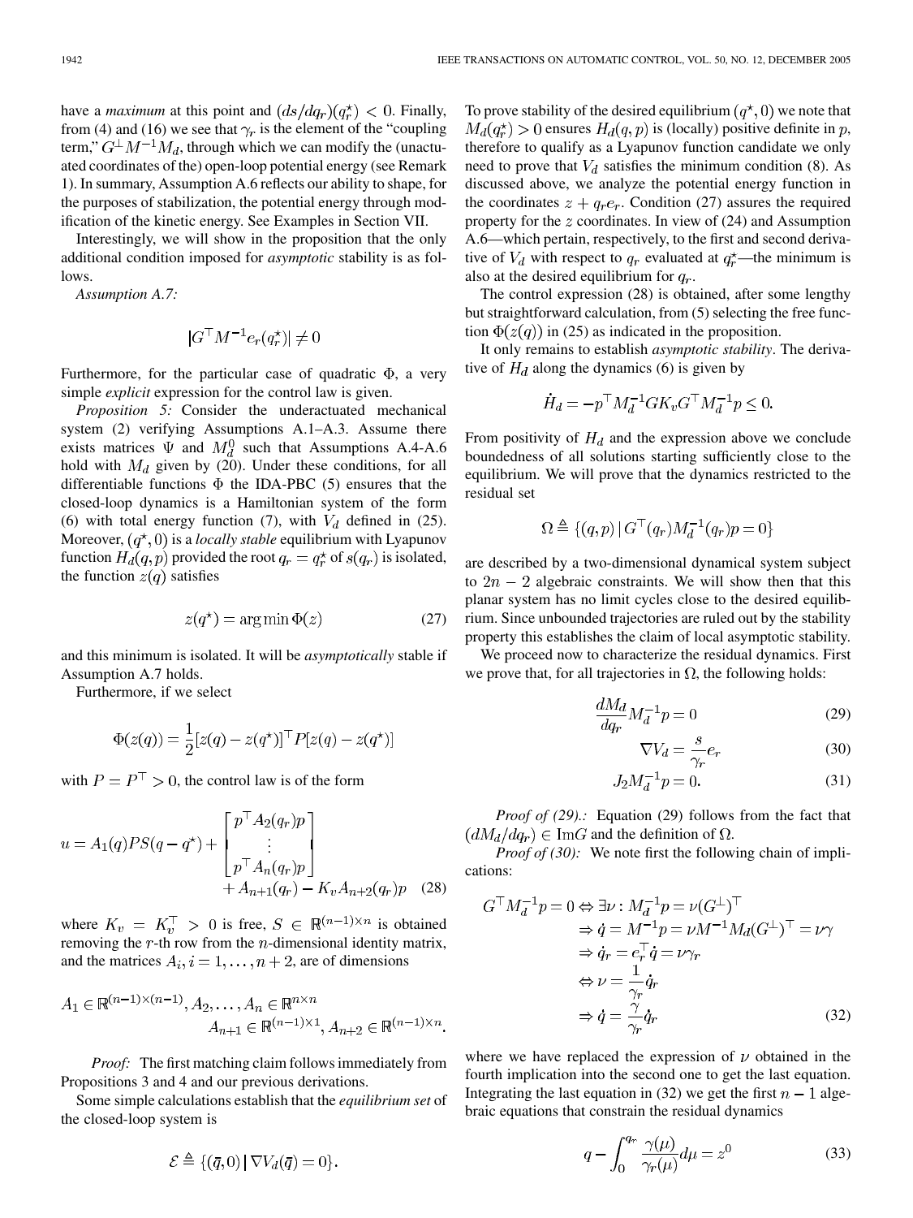have a *maximum* at this point and $(ds/dq_r)(q_r^\star) < 0$. Finally, from (4) and (16) we see that $\gamma_r$ is the element of the "coupling term," $G^\perp M^{-1} M_d$, through which we can modify the (unactuated coordinates of the) open-loop potential energy (see Remark 1). In summary, Assumption A.6 reflects our ability to shape, for the purposes of stabilization, the potential energy through modification of the kinetic energy. See Examples in Section VII.

Interestingly, we will show in the proposition that the only additional condition imposed for *asymptotic* stability is as follows.

*Assumption A.7:*

$$|G^\top M^{-1} e_r(q_r^\star)| \neq 0$$

Furthermore, for the particular case of quadratic $\Phi$, a very simple *explicit* expression for the control law is given.

*Proposition 5:* Consider the underactuated mechanical system (2) verifying Assumptions A.1–A.3. Assume there exists matrices $\Psi$ and $M_d^0$ such that Assumptions A.4-A.6 hold with $M_d$ given by (20). Under these conditions, for all differentiable functions $\Phi$ the IDA-PBC (5) ensures that the closed-loop dynamics is a Hamiltonian system of the form (6) with total energy function (7), with $V_d$ defined in (25). Moreover, $(q^\star, 0)$ is a *locally stable* equilibrium with Lyapunov function $H_d(q,p)$ provided the root $q_r = q_r^\star$ of $s(q_r)$ is isolated, the function $z(q)$ satisfies

$$z(q^\star) = \arg\min \Phi(z) \tag{27}$$

and this minimum is isolated. It will be *asymptotically* stable if Assumption A.7 holds.

Furthermore, if we select

$$\Phi(z(q)) = \frac{1}{2}[z(q) - z(q^\star)]^\top P [z(q) - z(q^\star)]$$

with $P = P^\top > 0$, the control law is of the form

$$u = A_1(q) P S (q - q^\star) + \begin{bmatrix} p^\top A_2(q_r) p \\ \vdots \\ p^\top A_n(q_r) p \end{bmatrix} + A_{n+1}(q_r) - K_v A_{n+2}(q_r) p \tag{28}$$

where $K_v = K_v^\top > 0$ is free, $S \in \mathbb{R}^{(n-1)\times n}$ is obtained removing the $r$-th row from the $n$-dimensional identity matrix, and the matrices $A_i, i = 1, \ldots, n+2$, are of dimensions

$$A_1 \in \mathbb{R}^{(n-1)\times(n-1)}, A_2, \ldots, A_n \in \mathbb{R}^{n\times n}$$
$$A_{n+1} \in \mathbb{R}^{(n-1)\times 1}, A_{n+2} \in \mathbb{R}^{(n-1)\times n}.$$

*Proof:* The first matching claim follows immediately from Propositions 3 and 4 and our previous derivations.

Some simple calculations establish that the *equilibrium set* of the closed-loop system is

$$\mathcal{E} \triangleq \{(\bar{q}, 0) \,|\, \nabla V_d(\bar{q}) = 0\}.$$

To prove stability of the desired equilibrium $(q^\star, 0)$ we note that $M_d(q_r^\star) > 0$ ensures $H_d(q,p)$ is (locally) positive definite in $p$, therefore to qualify as a Lyapunov function candidate we only need to prove that $V_d$ satisfies the minimum condition (8). As discussed above, we analyze the potential energy function in the coordinates $z + q_r e_r$. Condition (27) assures the required property for the $z$ coordinates. In view of (24) and Assumption A.6—which pertain, respectively, to the first and second derivative of $V_d$ with respect to $q_r$ evaluated at $q_r^\star$—the minimum is also at the desired equilibrium for $q_r$.

The control expression (28) is obtained, after some lengthy but straightforward calculation, from (5) selecting the free function $\Phi(z(q))$ in (25) as indicated in the proposition.

It only remains to establish *asymptotic stability*. The derivative of $H_d$ along the dynamics (6) is given by

$$\dot{H}_d = -p^\top M_d^{-1} G K_v G^\top M_d^{-1} p \leq 0.$$

From positivity of $H_d$ and the expression above we conclude boundedness of all solutions starting sufficiently close to the equilibrium. We will prove that the dynamics restricted to the residual set

$$\Omega \triangleq \{(q,p) \,|\, G^\top(q_r) M_d^{-1}(q_r) p = 0\}$$

are described by a two-dimensional dynamical system subject to $2n-2$ algebraic constraints. We will show then that this planar system has no limit cycles close to the desired equilibrium. Since unbounded trajectories are ruled out by the stability property this establishes the claim of local asymptotic stability.

We proceed now to characterize the residual dynamics. First we prove that, for all trajectories in $\Omega$, the following holds:

$$\frac{dM_d}{dq_r} M_d^{-1} p = 0 \tag{29}$$

$$\nabla V_d = \frac{s}{\gamma_r} e_r \tag{30}$$

$$J_2 M_d^{-1} p = 0. \tag{31}$$

*Proof of (29).:* Equation (29) follows from the fact that $(dM_d/dq_r) \in \operatorname{Im} G$ and the definition of $\Omega$.

*Proof of (30):* We note first the following chain of implications:

$$\begin{aligned}
G^\top M_d^{-1} p = 0 &\Leftrightarrow \exists \nu : M_d^{-1} p = \nu (G^\perp)^\top \\
&\Rightarrow \dot{q} = M^{-1} p = \nu M^{-1} M_d (G^\perp)^\top = \nu \gamma \\
&\Rightarrow \dot{q}_r = e_r^\top \dot{q} = \nu \gamma_r \\
&\Leftrightarrow \nu = \frac{1}{\gamma_r} \dot{q}_r \\
&\Rightarrow \dot{q} = \frac{\gamma}{\gamma_r} \dot{q}_r
\end{aligned} \tag{32}$$

where we have replaced the expression of $\nu$ obtained in the fourth implication into the second one to get the last equation. Integrating the last equation in (32) we get the first $n-1$ algebraic equations that constrain the residual dynamics

$$q - \int_0^{q_r} \frac{\gamma(\mu)}{\gamma_r(\mu)} d\mu = z^0 \tag{33}$$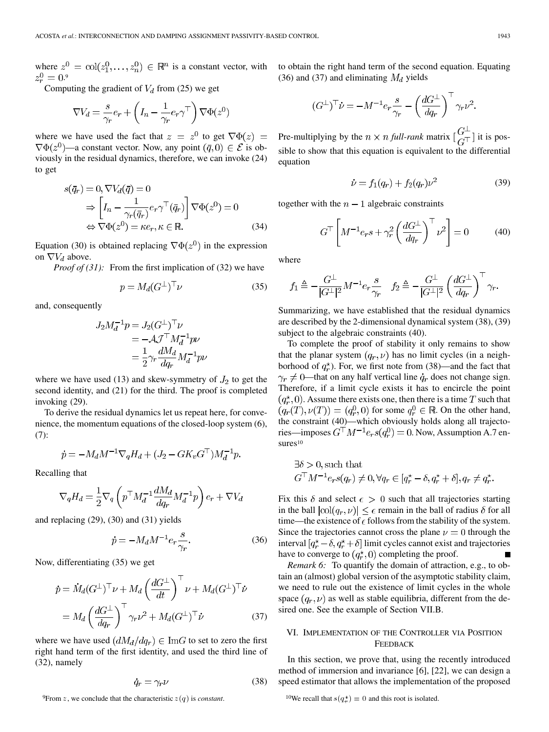where $z^0 = \text{col}(z_1^0, \ldots, z_n^0) \in \mathbb{R}^n$ is a constant vector, with $z_r^0 = 0$.[9]

Computing the gradient of $V_d$ from (25) we get

$$\nabla V_d = \frac{s}{\gamma_r} e_r + \left( I_n - \frac{1}{\gamma_r} e_r \gamma^\top \right) \nabla \Phi(z^0)$$

where we have used the fact that $z = z^0$ to get $\nabla \Phi(z) = \nabla \Phi(z^0)$—a constant vector. Now, any point $(\bar{q}, 0) \in \mathcal{E}$ is obviously in the residual dynamics, therefore, we can invoke (24) to get

$$\begin{aligned}
s(\bar{q}_r) = 0, \nabla V_d(\bar{q}) = 0 \\
\Rightarrow \left[ I_n - \frac{1}{\gamma_r(\bar{q}_r)} e_r \gamma^\top(\bar{q}_r) \right] \nabla \Phi(z^0) = 0 \\
\Leftrightarrow \nabla \Phi(z^0) = \kappa e_r, \kappa \in \mathbb{R}. \qquad (34)
\end{aligned}$$

Equation (30) is obtained replacing $\nabla \Phi(z^0)$ in the expression on $\nabla V_d$ above.

*Proof of (31):* From the first implication of (32) we have

$$p = M_d (G^\perp)^\top \nu \tag{35}$$

and, consequently

$$\begin{aligned}
J_2 M_d^{-1} p &= J_2 (G^\perp)^\top \nu \\
&= -\mathcal{A} \mathcal{J}^\top M_d^{-1} p \nu \\
&= \frac{1}{2} \gamma_r \frac{dM_d}{dq_r} M_d^{-1} p \nu
\end{aligned}$$

where we have used (13) and skew-symmetry of $J_2$ to get the second identity, and (21) for the third. The proof is completed invoking (29).

To derive the residual dynamics let us repeat here, for convenience, the momentum equations of the closed-loop system (6), (7):

$$\dot{p} = -M_d M^{-1} \nabla_q H_d + (J_2 - G K_v G^\top) M_d^{-1} p.$$

Recalling that

$$\nabla_q H_d = \frac{1}{2} \nabla_q \left( p^\top M_d^{-1} \frac{dM_d}{dq_r} M_d^{-1} p \right) e_r + \nabla V_d$$

and replacing (29), (30) and (31) yields

$$\dot{p} = -M_d M^{-1} e_r \frac{s}{\gamma_r}. \tag{36}$$

Now, differentiating (35) we get

$$\begin{aligned}
\dot{p} &= \dot{M}_d (G^\perp)^\top \nu + M_d \left( \frac{dG^\perp}{dt} \right)^\top \nu + M_d (G^\perp)^\top \dot{\nu} \\
&= M_d \left( \frac{dG^\perp}{dq_r} \right)^\top \gamma_r \nu^2 + M_d (G^\perp)^\top \dot{\nu} \qquad (37)
\end{aligned}$$

where we have used $(dM_d/dq_r) \in \text{Im} G$ to set to zero the first right hand term of the first identity, and used the third line of (32), namely

$$\dot{q}_r = \gamma_r \nu \tag{38}$$

to obtain the right hand term of the second equation. Equating (36) and (37) and eliminating $M_d$ yields

$$(G^\perp)^\top \dot{\nu} = -M^{-1} e_r \frac{s}{\gamma_r} - \left( \frac{dG^\perp}{dq_r} \right)^\top \gamma_r \nu^2.$$

Pre-multiplying by the $n \times n$ *full-rank* matrix $\left[ \begin{smallmatrix} G^\perp \\ G^\top \end{smallmatrix} \right]$ it is possible to show that this equation is equivalent to the differential equation

$$\dot{\nu} = f_1(q_r) + f_2(q_r) \nu^2 \tag{39}$$

together with the $n-1$ algebraic constraints

$$G^\top \left[ M^{-1} e_r s + \gamma_r^2 \left( \frac{dG^\perp}{dq_r} \right)^\top \nu^2 \right] = 0 \tag{40}$$

where

$$f_1 \triangleq -\frac{G^\perp}{|G^\perp|^2} M^{-1} e_r \frac{s}{\gamma_r} \quad f_2 \triangleq -\frac{G^\perp}{|G^\perp|^2} \left( \frac{dG^\perp}{dq_r} \right)^\top \gamma_r.$$

Summarizing, we have established that the residual dynamics are described by the 2-dimensional dynamical system (38), (39) subject to the algebraic constraints (40).

To complete the proof of stability it only remains to show that the planar system $(q_r, \nu)$ has no limit cycles (in a neighborhood of $q_r^\star$). For, we first note from (38)—and the fact that $\gamma_r \neq 0$—that on any half vertical line $\dot{q}_r$ does not change sign. Therefore, if a limit cycle exists it has to encircle the point $(q_r^\star, 0)$. Assume there exists one, then there is a time $T$ such that $(q_r(T), \nu(T)) = (q_r^0, 0)$ for some $q_r^0 \in \mathbb{R}$. On the other hand, the constraint (40)—which obviously holds along all trajectories—imposes $G^\top M^{-1} e_r s(q_r^0) = 0$. Now, Assumption A.7 ensures[10]

$$\begin{aligned}
&\exists \delta > 0, \text{such that} \\
&G^\top M^{-1} e_r s(q_r) \neq 0, \forall q_r \in [q_r^\star - \delta, q_r^\star + \delta], q_r \neq q_r^\star.
\end{aligned}$$

Fix this $\delta$ and select $\epsilon > 0$ such that all trajectories starting in the ball $|\text{col}(q_r, \nu)| \leq \epsilon$ remain in the ball of radius $\delta$ for all time—the existence of $\epsilon$ follows from the stability of the system. Since the trajectories cannot cross the plane $\nu = 0$ through the interval $[q_r^\star - \delta, q_r^\star + \delta]$ limit cycles cannot exist and trajectories have to converge to $(q_r^\star, 0)$ completing the proof. ■

*Remark 6:* To quantify the domain of attraction, e.g., to obtain an (almost) global version of the asymptotic stability claim, we need to rule out the existence of limit cycles in the whole space $(q_r, \nu)$ as well as stable equilibria, different from the desired one. See the example of Section VII.B.

## VI. Implementation of the Controller via Position Feedback

In this section, we prove that, using the recently introduced method of immersion and invariance [6], [22], we can design a speed estimator that allows the implementation of the proposed

[9] From $z$, we conclude that the characteristic $z(q)$ is *constant*.

[10] We recall that $s(q_r^\star) = 0$ and this root is isolated.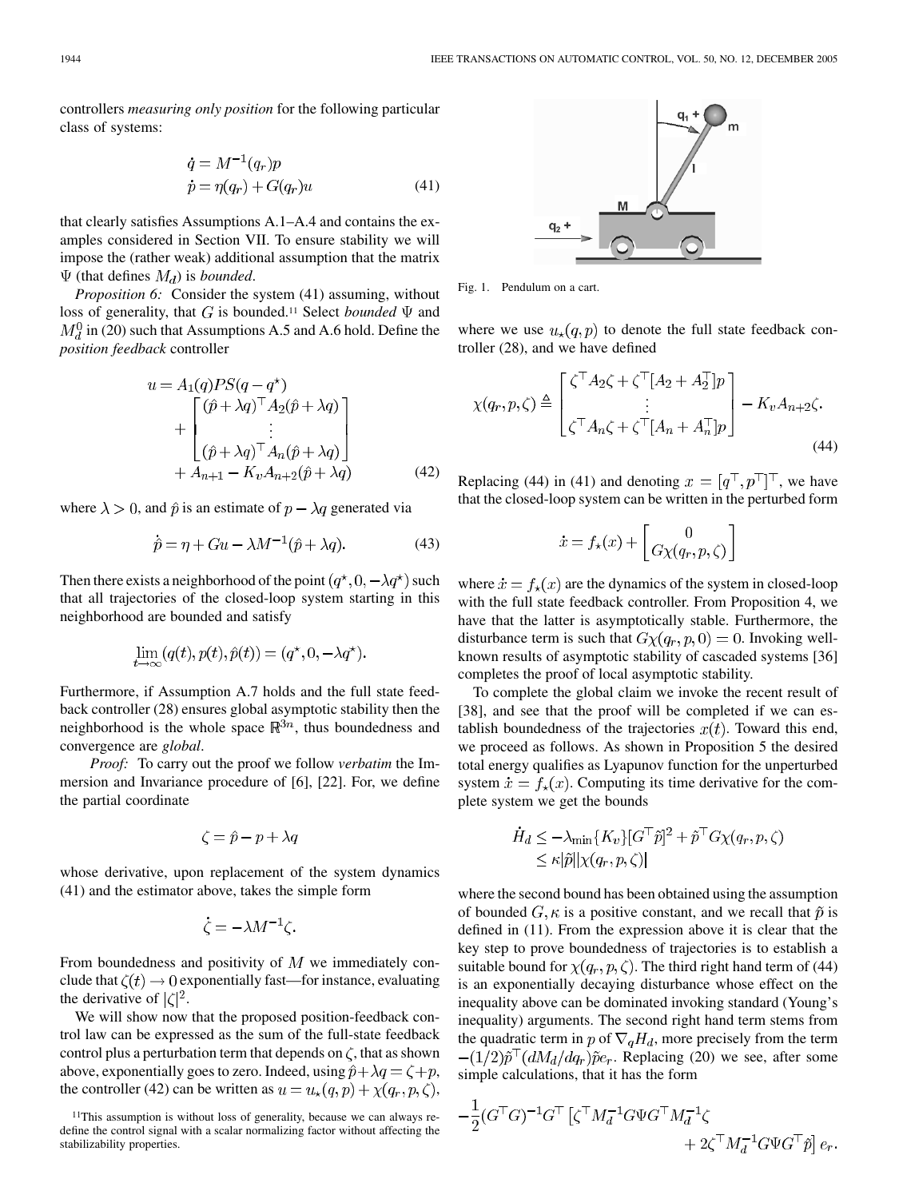controllers *measuring only position* for the following particular class of systems:

$$
\begin{aligned}
\dot{q} &= M^{-1}(q_r)p \\
\dot{p} &= \eta(q_r) + G(q_r)u
\end{aligned}
\tag{41}
$$

that clearly satisfies Assumptions A.1–A.4 and contains the examples considered in Section VII. To ensure stability we will impose the (rather weak) additional assumption that the matrix $\Psi$ (that defines $M_d$) is *bounded*.

*Proposition 6:* Consider the system (41) assuming, without loss of generality, that $G$ is bounded.[11] Select *bounded* $\Psi$ and $M_d^0$ in (20) such that Assumptions A.5 and A.6 hold. Define the *position feedback* controller

$$
u = A_1(q)PS(q - q^\star) + \begin{bmatrix} (\hat{p}+\lambda q)^\top A_2(\hat{p}+\lambda q) \\ \vdots \\ (\hat{p}+\lambda q)^\top A_n(\hat{p}+\lambda q) \end{bmatrix} + A_{n+1} - K_v A_{n+2}(\hat{p}+\lambda q) \tag{42}
$$

where $\lambda > 0$, and $\hat{p}$ is an estimate of $p - \lambda q$ generated via

$$
\dot{\hat{p}} = \eta + Gu - \lambda M^{-1}(\hat{p}+\lambda q). \tag{43}
$$

Then there exists a neighborhood of the point $(q^\star, 0, -\lambda q^\star)$ such that all trajectories of the closed-loop system starting in this neighborhood are bounded and satisfy

$$
\lim_{t\to\infty}(q(t), p(t), \hat{p}(t)) = (q^\star, 0, -\lambda q^\star).
$$

Furthermore, if Assumption A.7 holds and the full state feedback controller (28) ensures global asymptotic stability then the neighborhood is the whole space $\mathbb{R}^{3n}$, thus boundedness and convergence are *global*.

*Proof:* To carry out the proof we follow *verbatim* the Immersion and Invariance procedure of [6], [22]. For, we define the partial coordinate

$$
\zeta = \hat{p} - p + \lambda q
$$

whose derivative, upon replacement of the system dynamics (41) and the estimator above, takes the simple form

$$
\dot{\zeta} = -\lambda M^{-1}\zeta.
$$

From boundedness and positivity of $M$ we immediately conclude that $\zeta(t) \to 0$ exponentially fast—for instance, evaluating the derivative of $|\zeta|^2$.

We will show now that the proposed position-feedback control law can be expressed as the sum of the full-state feedback control plus a perturbation term that depends on $\zeta$, that as shown above, exponentially goes to zero. Indeed, using $\hat{p}+\lambda q = \zeta + p$, the controller (42) can be written as $u = u_\star(q,p) + \chi(q_r, p, \zeta)$,

[11]This assumption is without loss of generality, because we can always redefine the control signal with a scalar normalizing factor without affecting the stabilizability properties.

Fig. 1. Pendulum on a cart.

where we use $u_\star(q,p)$ to denote the full state feedback controller (28), and we have defined

$$
\chi(q_r, p, \zeta) \triangleq \begin{bmatrix} \zeta^\top A_2 \zeta + \zeta^\top [A_2 + A_2^\top] p \\ \vdots \\ \zeta^\top A_n \zeta + \zeta^\top [A_n + A_n^\top] p \end{bmatrix} - K_v A_{n+2}\zeta. \tag{44}
$$

Replacing (44) in (41) and denoting $x = [q^\top, p^\top]^\top$, we have that the closed-loop system can be written in the perturbed form

$$
\dot{x} = f_\star(x) + \begin{bmatrix} 0 \\ G\chi(q_r, p, \zeta) \end{bmatrix}
$$

where $\dot{x} = f_\star(x)$ are the dynamics of the system in closed-loop with the full state feedback controller. From Proposition 4, we have that the latter is asymptotically stable. Furthermore, the disturbance term is such that $G\chi(q_r, p, 0) = 0$. Invoking well-known results of asymptotic stability of cascaded systems [36] completes the proof of local asymptotic stability.

To complete the global claim we invoke the recent result of [38], and see that the proof will be completed if we can establish boundedness of the trajectories $x(t)$. Toward this end, we proceed as follows. As shown in Proposition 5 the desired total energy qualifies as Lyapunov function for the unperturbed system $\dot{x} = f_\star(x)$. Computing its time derivative for the complete system we get the bounds

$$
\begin{aligned}
\dot{H}_d &\le -\lambda_{\min}\{K_v\}[G^\top \tilde{p}]^2 + \tilde{p}^\top G\chi(q_r, p, \zeta) \\
&\le \kappa |\tilde{p}||\chi(q_r, p, \zeta)|
\end{aligned}
$$

where the second bound has been obtained using the assumption of bounded $G$, $\kappa$ is a positive constant, and we recall that $\tilde{p}$ is defined in (11). From the expression above it is clear that the key step to prove boundedness of trajectories is to establish a suitable bound for $\chi(q_r, p, \zeta)$. The third right hand term of (44) is an exponentially decaying disturbance whose effect on the inequality above can be dominated invoking standard (Young's inequality) arguments. The second right hand term stems from the quadratic term in $p$ of $\nabla_q H_d$, more precisely from the term $-(1/2)\tilde{p}^\top (dM_d/dq_r)\tilde{p}e_r$. Replacing (20) we see, after some simple calculations, that it has the form

$$
-\frac{1}{2}(G^\top G)^{-1}G^\top \left[\zeta^\top M_d^{-1} G\Psi G^\top M_d^{-1}\zeta + 2\zeta^\top M_d^{-1} G\Psi G^\top \tilde{p}\right] e_r.
$$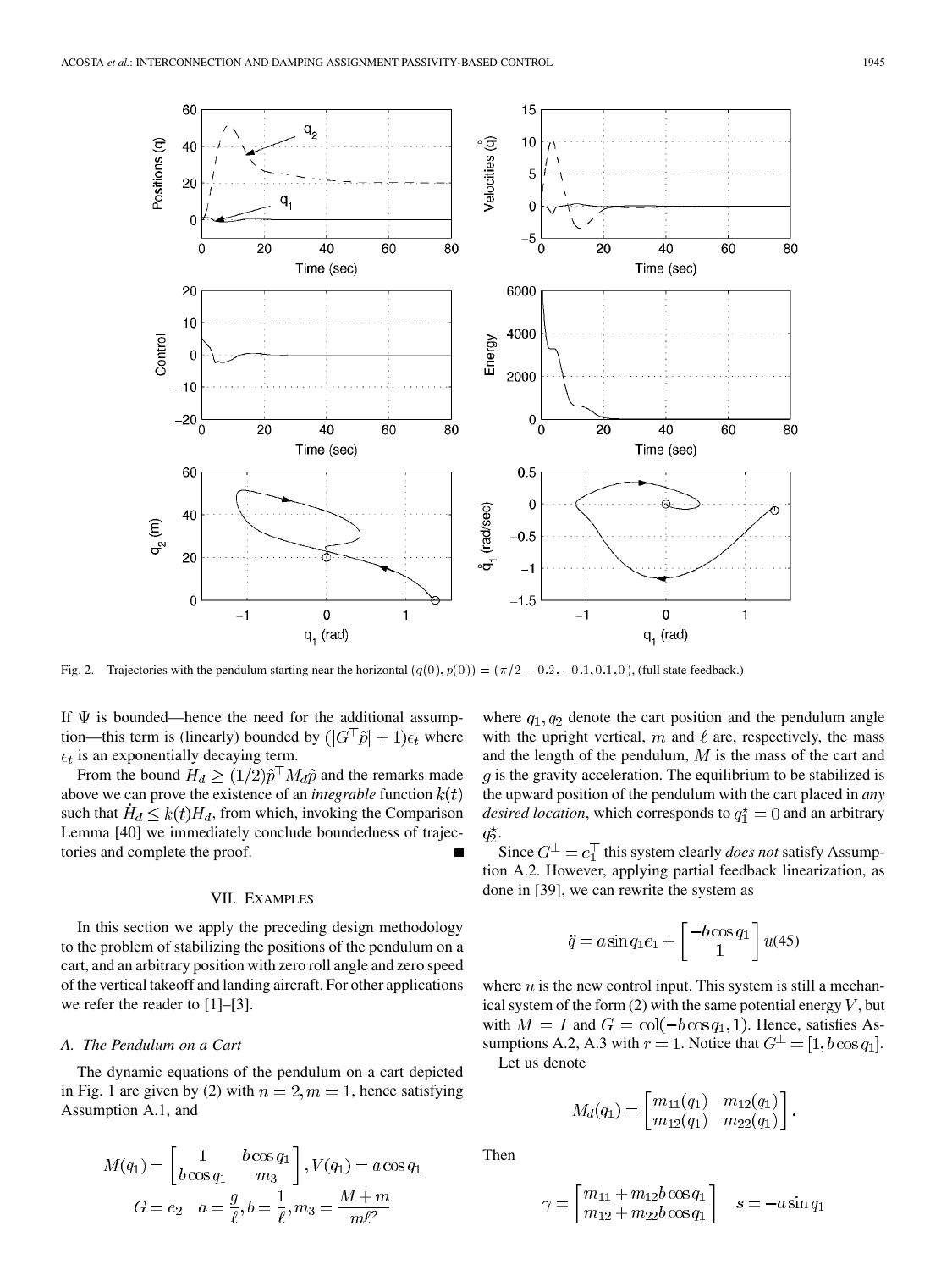Fig. 2. Trajectories with the pendulum starting near the horizontal $(q(0), p(0)) = (\pi/2 - 0.2, -0.1, 0.1, 0)$, (full state feedback.)

If $\Psi$ is bounded—hence the need for the additional assumption—this term is (linearly) bounded by $(|G^\top \tilde{p}| + 1)\epsilon_t$ where $\epsilon_t$ is an exponentially decaying term.

From the bound $H_d \geq (1/2)\tilde{p}^\top M_d \tilde{p}$ and the remarks made above we can prove the existence of an *integrable* function $k(t)$ such that $\dot{H}_d \leq k(t) H_d$, from which, invoking the Comparison Lemma [40] we immediately conclude boundedness of trajectories and complete the proof. ■

## VII. Examples

In this section we apply the preceding design methodology to the problem of stabilizing the positions of the pendulum on a cart, and an arbitrary position with zero roll angle and zero speed of the vertical takeoff and landing aircraft. For other applications we refer the reader to [1]–[3].

### A. The Pendulum on a Cart

The dynamic equations of the pendulum on a cart depicted in Fig. 1 are given by (2) with $n = 2, m = 1$, hence satisfying Assumption A.1, and

$$M(q_1) = \begin{bmatrix} 1 & b\cos q_1 \\ b\cos q_1 & m_3 \end{bmatrix}, V(q_1) = a\cos q_1$$

$$G = e_2 \quad a = \frac{g}{\ell}, b = \frac{1}{\ell}, m_3 = \frac{M+m}{m\ell^2}$$

where $q_1, q_2$ denote the cart position and the pendulum angle with the upright vertical, $m$ and $\ell$ are, respectively, the mass and the length of the pendulum, $M$ is the mass of the cart and $g$ is the gravity acceleration. The equilibrium to be stabilized is the upward position of the pendulum with the cart placed in *any desired location*, which corresponds to $q_1^\star = 0$ and an arbitrary $q_2^\star$.

Since $G^\perp = e_1^\top$ this system clearly *does not* satisfy Assumption A.2. However, applying partial feedback linearization, as done in [39], we can rewrite the system as

$$\ddot{q} = a\sin q_1 e_1 + \begin{bmatrix} -b\cos q_1 \\ 1 \end{bmatrix} u \quad (45)$$

where $u$ is the new control input. This system is still a mechanical system of the form (2) with the same potential energy $V$, but with $M = I$ and $G = \text{col}(-b\cos q_1, 1)$. Hence, satisfies Assumptions A.2, A.3 with $r = 1$. Notice that $G^\perp = [1, b\cos q_1]$.

Let us denote

$$M_d(q_1) = \begin{bmatrix} m_{11}(q_1) & m_{12}(q_1) \\ m_{12}(q_1) & m_{22}(q_1) \end{bmatrix}.$$

Then

$$\gamma = \begin{bmatrix} m_{11} + m_{12} b\cos q_1 \\ m_{12} + m_{22} b\cos q_1 \end{bmatrix} \quad s = -a\sin q_1$$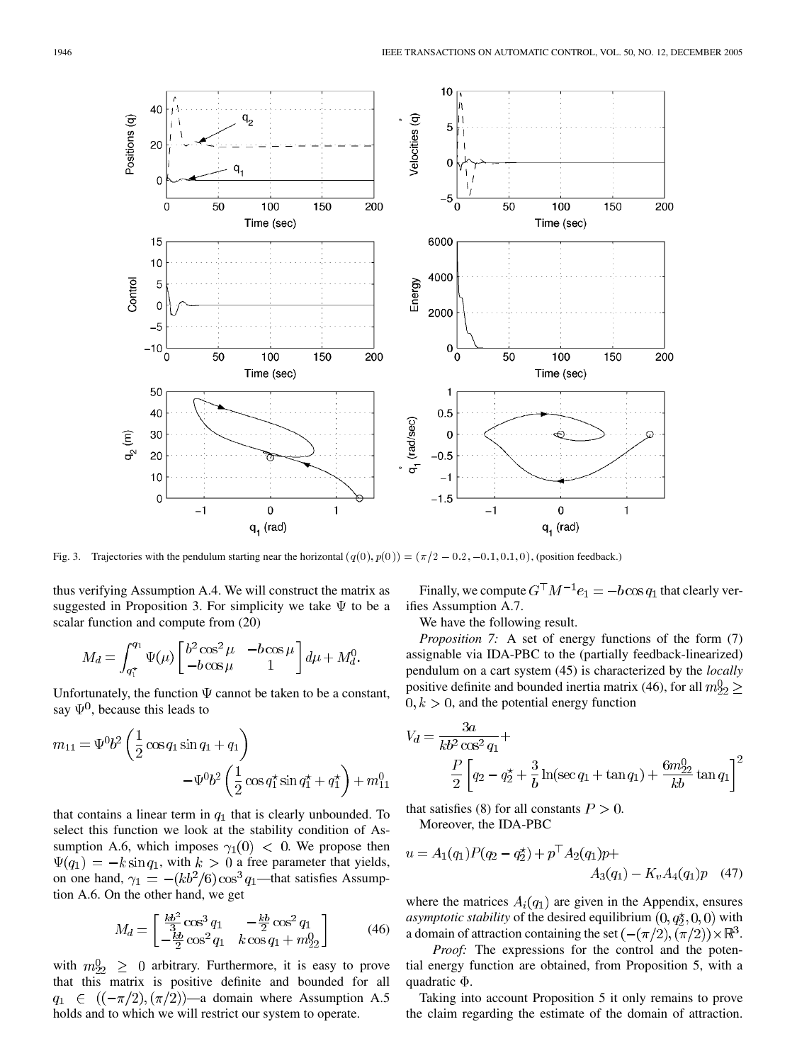Fig. 3. Trajectories with the pendulum starting near the horizontal $(q(0), p(0)) = (\pi/2 - 0.2, -0.1, 0.1, 0)$, (position feedback.)

thus verifying Assumption A.4. We will construct the matrix as suggested in Proposition 3. For simplicity we take $\Psi$ to be a scalar function and compute from (20)

$$M_d = \int_{q_1^\star}^{q_1} \Psi(\mu) \begin{bmatrix} b^2\cos^2\mu & -b\cos\mu \\ -b\cos\mu & 1 \end{bmatrix} d\mu + M_d^0.$$

Unfortunately, the function $\Psi$ cannot be taken to be a constant, say $\Psi^0$, because this leads to

$$m_{11} = \Psi^0 b^2 \left(\frac{1}{2}\cos q_1 \sin q_1 + q_1\right) - \Psi^0 b^2 \left(\frac{1}{2}\cos q_1^\star \sin q_1^\star + q_1^\star\right) + m_{11}^0$$

that contains a linear term in $q_1$ that is clearly unbounded. To select this function we look at the stability condition of Assumption A.6, which imposes $\gamma_1(0) < 0$. We propose then $\Psi(q_1) = -k\sin q_1$, with $k > 0$ a free parameter that yields, on one hand, $\gamma_1 = -(kb^2/6)\cos^3 q_1$—that satisfies Assumption A.6. On the other hand, we get

$$M_d = \begin{bmatrix} \frac{kb^2}{3}\cos^3 q_1 & -\frac{kb}{2}\cos^2 q_1 \\ -\frac{kb}{2}\cos^2 q_1 & k\cos q_1 + m_{22}^0 \end{bmatrix} \quad (46)$$

with $m_{22}^0 \geq 0$ arbitrary. Furthermore, it is easy to prove that this matrix is positive definite and bounded for all $q_1 \in ((-\pi/2), (\pi/2))$—a domain where Assumption A.5 holds and to which we will restrict our system to operate.

Finally, we compute $G^\top M^{-1} e_1 = -b\cos q_1$ that clearly verifies Assumption A.7.

We have the following result.

*Proposition 7:* A set of energy functions of the form (7) assignable via IDA-PBC to the (partially feedback-linearized) pendulum on a cart system (45) is characterized by the *locally* positive definite and bounded inertia matrix (46), for all $m_{22}^0 \geq 0, k > 0$, and the potential energy function

$$V_d = \frac{3a}{kb^2\cos^2 q_1} + \frac{P}{2}\left[q_2 - q_2^\star + \frac{3}{b}\ln(\sec q_1 + \tan q_1) + \frac{6m_{22}^0}{kb}\tan q_1\right]^2$$

that satisfies (8) for all constants $P > 0$.

Moreover, the IDA-PBC

$$u = A_1(q_1)P(q_2 - q_2^\star) + p^\top A_2(q_1)p + A_3(q_1) - K_v A_4(q_1)p \quad (47)$$

where the matrices $A_i(q_1)$ are given in the Appendix, ensures *asymptotic stability* of the desired equilibrium $(0, q_2^\star, 0, 0)$ with a domain of attraction containing the set $(-(\pi/2), (\pi/2)) \times \mathbb{R}^3$.

*Proof:* The expressions for the control and the potential energy function are obtained, from Proposition 5, with a quadratic $\Phi$.

Taking into account Proposition 5 it only remains to prove the claim regarding the estimate of the domain of attraction.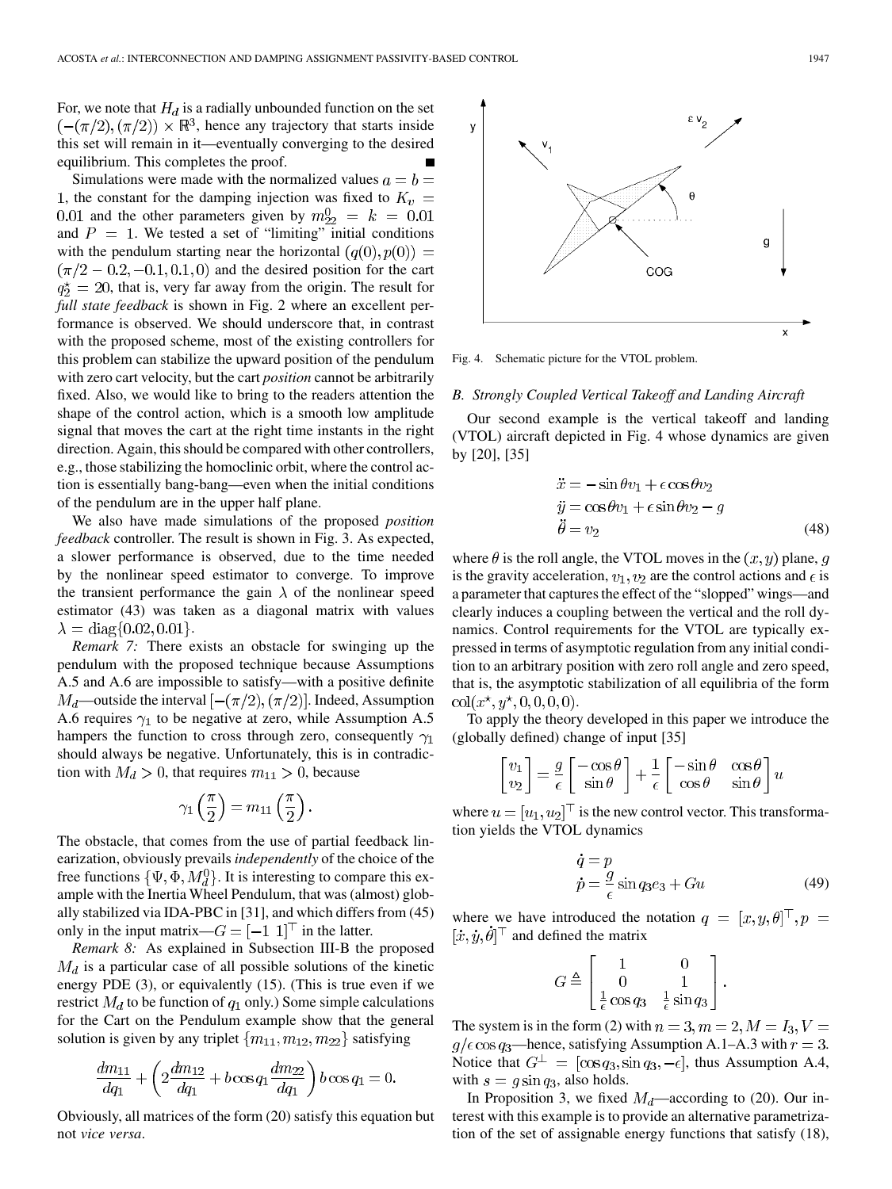For, we note that $H_d$ is a radially unbounded function on the set $(-(\pi/2),(\pi/2)) \times \mathbb{R}^3$, hence any trajectory that starts inside this set will remain in it—eventually converging to the desired equilibrium. This completes the proof. ∎

Simulations were made with the normalized values $a = b = 1$, the constant for the damping injection was fixed to $K_v = 0.01$ and the other parameters given by $m_{22}^0 = k = 0.01$ and $P = 1$. We tested a set of "limiting" initial conditions with the pendulum starting near the horizontal $(q(0), p(0)) = (\pi/2 - 0.2, -0.1, 0.1, 0)$ and the desired position for the cart $q_2^\star = 20$, that is, very far away from the origin. The result for *full state feedback* is shown in Fig. 2 where an excellent performance is observed. We should underscore that, in contrast with the proposed scheme, most of the existing controllers for this problem can stabilize the upward position of the pendulum with zero cart velocity, but the cart *position* cannot be arbitrarily fixed. Also, we would like to bring to the readers attention the shape of the control action, which is a smooth low amplitude signal that moves the cart at the right time instants in the right direction. Again, this should be compared with other controllers, e.g., those stabilizing the homoclinic orbit, where the control action is essentially bang-bang—even when the initial conditions of the pendulum are in the upper half plane.

We also have made simulations of the proposed *position feedback* controller. The result is shown in Fig. 3. As expected, a slower performance is observed, due to the time needed by the nonlinear speed estimator to converge. To improve the transient performance the gain $\lambda$ of the nonlinear speed estimator (43) was taken as a diagonal matrix with values $\lambda = \mathrm{diag}\{0.02, 0.01\}$.

*Remark 7:* There exists an obstacle for swinging up the pendulum with the proposed technique because Assumptions A.5 and A.6 are impossible to satisfy—with a positive definite $M_d$—outside the interval $[-(\pi/2),(\pi/2)]$. Indeed, Assumption A.6 requires $\gamma_1$ to be negative at zero, while Assumption A.5 hampers the function to cross through zero, consequently $\gamma_1$ should always be negative. Unfortunately, this is in contradiction with $M_d > 0$, that requires $m_{11} > 0$, because

$$\gamma_1\left(\frac{\pi}{2}\right) = m_{11}\left(\frac{\pi}{2}\right).$$

The obstacle, that comes from the use of partial feedback linearization, obviously prevails *independently* of the choice of the free functions $\{\Psi, \Phi, M_d^0\}$. It is interesting to compare this example with the Inertia Wheel Pendulum, that was (almost) globally stabilized via IDA-PBC in [31], and which differs from (45) only in the input matrix—$G = [-1 \ 1]^\top$ in the latter.

*Remark 8:* As explained in Subsection III-B the proposed $M_d$ is a particular case of all possible solutions of the kinetic energy PDE (3), or equivalently (15). (This is true even if we restrict $M_d$ to be function of $q_1$ only.) Some simple calculations for the Cart on the Pendulum example show that the general solution is given by any triplet $\{m_{11}, m_{12}, m_{22}\}$ satisfying

$$\frac{dm_{11}}{dq_1} + \left(2\frac{dm_{12}}{dq_1} + b\cos q_1 \frac{dm_{22}}{dq_1}\right) b\cos q_1 = 0.$$

Obviously, all matrices of the form (20) satisfy this equation but not *vice versa*.

Fig. 4. Schematic picture for the VTOL problem.

### B. Strongly Coupled Vertical Takeoff and Landing Aircraft

Our second example is the vertical takeoff and landing (VTOL) aircraft depicted in Fig. 4 whose dynamics are given by [20], [35]

$$\begin{aligned}
\ddot{x} &= -\sin\theta v_1 + \epsilon \cos\theta v_2 \\
\ddot{y} &= \cos\theta v_1 + \epsilon \sin\theta v_2 - g \\
\ddot{\theta} &= v_2
\end{aligned} \tag{48}$$

where $\theta$ is the roll angle, the VTOL moves in the $(x, y)$ plane, $g$ is the gravity acceleration, $v_1, v_2$ are the control actions and $\epsilon$ is a parameter that captures the effect of the "slopped" wings—and clearly induces a coupling between the vertical and the roll dynamics. Control requirements for the VTOL are typically expressed in terms of asymptotic regulation from any initial condition to an arbitrary position with zero roll angle and zero speed, that is, the asymptotic stabilization of all equilibria of the form $\mathrm{col}(x^\star, y^\star, 0, 0, 0, 0)$.

To apply the theory developed in this paper we introduce the (globally defined) change of input [35]

$$\begin{bmatrix} v_1 \\ v_2 \end{bmatrix} = \frac{g}{\epsilon}\begin{bmatrix} -\cos\theta \\ \sin\theta \end{bmatrix} + \frac{1}{\epsilon}\begin{bmatrix} -\sin\theta & \cos\theta \\ \cos\theta & \sin\theta \end{bmatrix} u$$

where $u = [u_1, u_2]^\top$ is the new control vector. This transformation yields the VTOL dynamics

$$\begin{aligned}
\dot{q} &= p \\
\dot{p} &= \frac{g}{\epsilon}\sin q_3 e_3 + Gu
\end{aligned} \tag{49}$$

where we have introduced the notation $q = [x, y, \theta]^\top, p = [\dot{x}, \dot{y}, \dot{\theta}]^\top$ and defined the matrix

$$G \triangleq \begin{bmatrix} 1 & 0 \\ 0 & 1 \\ \frac{1}{\epsilon}\cos q_3 & \frac{1}{\epsilon}\sin q_3 \end{bmatrix}.$$

The system is in the form (2) with $n = 3, m = 2, M = I_3, V = g/\epsilon \cos q_3$—hence, satisfying Assumption A.1–A.3 with $r = 3$. Notice that $G^\perp = [\cos q_3, \sin q_3, -\epsilon]$, thus Assumption A.4, with $s = g\sin q_3$, also holds.

In Proposition 3, we fixed $M_d$—according to (20). Our interest with this example is to provide an alternative parametrization of the set of assignable energy functions that satisfy (18),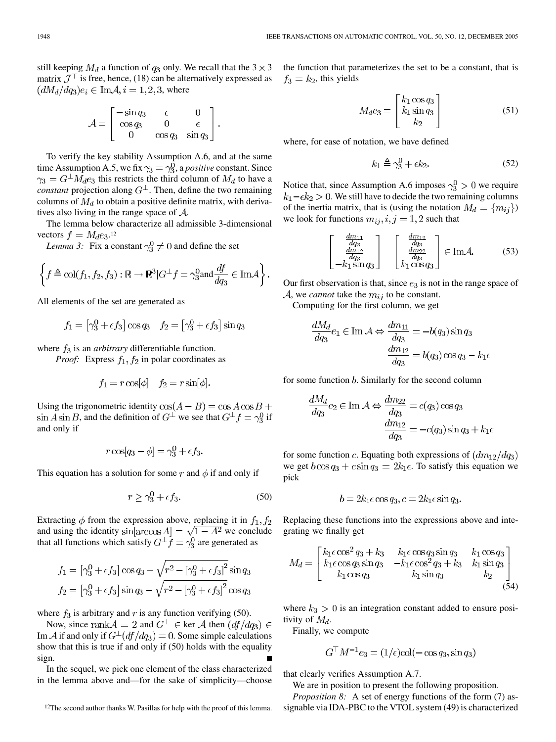still keeping $M_d$ a function of $q_3$ only. We recall that the $3 \times 3$ matrix $\mathcal{J}^\top$ is free, hence, (18) can be alternatively expressed as $(dM_d/dq_3)e_i \in \operatorname{Im}\mathcal{A}, i = 1, 2, 3$, where

$$\mathcal{A} = \begin{bmatrix} -\sin q_3 & \epsilon & 0 \\ \cos q_3 & 0 & \epsilon \\ 0 & \cos q_3 & \sin q_3 \end{bmatrix}.$$

To verify the key stability Assumption A.6, and at the same time Assumption A.5, we fix $\gamma_3 = \gamma_3^0$, a *positive* constant. Since $\gamma_3 = G^\perp M_d e_3$ this restricts the third column of $M_d$ to have a *constant* projection along $G^\perp$. Then, define the two remaining columns of $M_d$ to obtain a positive definite matrix, with derivatives also living in the range space of $\mathcal{A}$.

The lemma below characterize all admissible 3-dimensional vectors $f = M_d e_3$.[12]

*Lemma 3:* Fix a constant $\gamma_3^0 \neq 0$ and define the set

$$\left\{ f \triangleq \operatorname{col}(f_1, f_2, f_3) : \mathbb{R} \to \mathbb{R}^3 | G^\perp f = \gamma_3^0 \text{and} \frac{df}{dq_3} \in \operatorname{Im}\mathcal{A} \right\}.$$

All elements of the set are generated as

$$f_1 = \left[\gamma_3^0 + \epsilon f_3\right] \cos q_3 \quad f_2 = \left[\gamma_3^0 + \epsilon f_3\right] \sin q_3$$

where $f_3$ is an *arbitrary* differentiable function.

*Proof:* Express $f_1, f_2$ in polar coordinates as

$$f_1 = r \cos[\phi] \quad f_2 = r \sin[\phi].$$

Using the trigonometric identity $\cos(A - B) = \cos A \cos B + \sin A \sin B$, and the definition of $G^\perp$ we see that $G^\perp f = \gamma_3^0$ if and only if

$$r \cos[q_3 - \phi] = \gamma_3^0 + \epsilon f_3.$$

This equation has a solution for some $r$ and $\phi$ if and only if

$$r \geq \gamma_3^0 + \epsilon f_3. \tag{50}$$

Extracting $\phi$ from the expression above, replacing it in $f_1, f_2$ and using the identity $\sin[\arccos A] = \sqrt{1 - A^2}$ we conclude that all functions which satisfy $G^\perp f = \gamma_3^0$ are generated as

$$f_1 = \left[\gamma_3^0 + \epsilon f_3\right] \cos q_3 + \sqrt{r^2 - \left[\gamma_3^0 + \epsilon f_3\right]^2} \sin q_3$$
$$f_2 = \left[\gamma_3^0 + \epsilon f_3\right] \sin q_3 - \sqrt{r^2 - \left[\gamma_3^0 + \epsilon f_3\right]^2} \cos q_3$$

where $f_3$ is arbitrary and $r$ is any function verifying (50).

Now, since $\operatorname{rank}\mathcal{A} = 2$ and $G^\perp \in \ker \mathcal{A}$ then $(df/dq_3) \in \operatorname{Im}\mathcal{A}$ if and only if $G^\perp(df/dq_3) = 0$. Some simple calculations show that this is true if and only if (50) holds with the equality sign. ∎

In the sequel, we pick one element of the class characterized in the lemma above and—for the sake of simplicity—choose the function that parameterizes the set to be a constant, that is $f_3 = k_2$, this yields

$$M_d e_3 = \begin{bmatrix} k_1 \cos q_3 \\ k_1 \sin q_3 \\ k_2 \end{bmatrix} \tag{51}$$

where, for ease of notation, we have defined

$$k_1 \triangleq \gamma_3^0 + \epsilon k_2. \tag{52}$$

Notice that, since Assumption A.6 imposes $\gamma_3^0 > 0$ we require $k_1 - \epsilon k_2 > 0$. We still have to decide the two remaining columns of the inertia matrix, that is (using the notation $M_d = \{m_{ij}\}$) we look for functions $m_{ij}, i, j = 1, 2$ such that

$$\begin{bmatrix} \frac{dm_{11}}{dq_3} \\ \frac{dm_{12}}{dq_3} \\ -k_1 \sin q_3 \end{bmatrix} \quad \begin{bmatrix} \frac{dm_{12}}{dq_3} \\ \frac{dm_{22}}{dq_3} \\ k_1 \cos q_3 \end{bmatrix} \in \operatorname{Im}\mathcal{A}. \tag{53}$$

Our first observation is that, since $e_3$ is not in the range space of $\mathcal{A}$, we *cannot* take the $m_{ij}$ to be constant.

Computing for the first column, we get

$$\frac{dM_d}{dq_3} e_1 \in \operatorname{Im}\mathcal{A} \Leftrightarrow \frac{dm_{11}}{dq_3} = -b(q_3) \sin q_3$$
$$\frac{dm_{12}}{dq_3} = b(q_3) \cos q_3 - k_1 \epsilon$$

for some function $b$. Similarly for the second column

$$\frac{dM_d}{dq_3} e_2 \in \operatorname{Im}\mathcal{A} \Leftrightarrow \frac{dm_{22}}{dq_3} = c(q_3) \cos q_3$$
$$\frac{dm_{12}}{dq_3} = -c(q_3) \sin q_3 + k_1 \epsilon$$

for some function $c$. Equating both expressions of $(dm_{12}/dq_3)$ we get $b \cos q_3 + c \sin q_3 = 2k_1 \epsilon$. To satisfy this equation we pick

$$b = 2k_1 \epsilon \cos q_3, c = 2k_1 \epsilon \sin q_3.$$

Replacing these functions into the expressions above and integrating we finally get

$$M_d = \begin{bmatrix} k_1 \epsilon \cos^2 q_3 + k_3 & k_1 \epsilon \cos q_3 \sin q_3 & k_1 \cos q_3 \\ k_1 \epsilon \cos q_3 \sin q_3 & -k_1 \epsilon \cos^2 q_3 + k_3 & k_1 \sin q_3 \\ k_1 \cos q_3 & k_1 \sin q_3 & k_2 \end{bmatrix} \tag{54}$$

where $k_3 > 0$ is an integration constant added to ensure positivity of $M_d$.

Finally, we compute

$$G^\top M^{-1} e_3 = (1/\epsilon) \operatorname{col}(-\cos q_3, \sin q_3)$$

that clearly verifies Assumption A.7.

We are in position to present the following proposition.

*Proposition 8:* A set of energy functions of the form (7) assignable via IDA-PBC to the VTOL system (49) is characterized

[12] The second author thanks W. Pasillas for help with the proof of this lemma.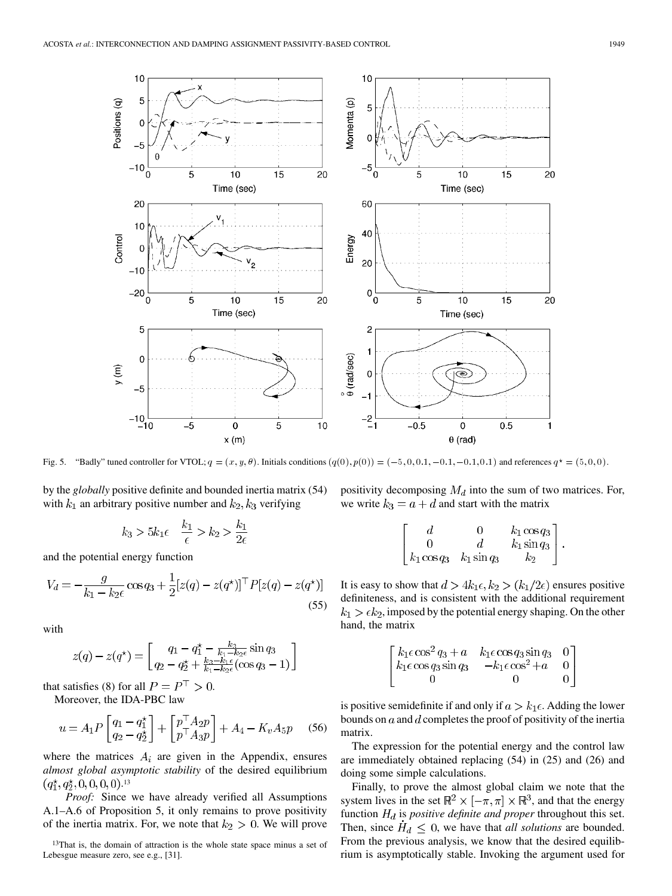Fig. 5. "Badly" tuned controller for VTOL; $q = (x, y, \theta)$. Initials conditions $(q(0), p(0)) = (-5, 0, 0.1, -0.1, -0.1, 0.1)$ and references $q^\star = (5, 0, 0)$.

by the *globally* positive definite and bounded inertia matrix (54) with $k_1$ an arbitrary positive number and $k_2, k_3$ verifying

$$k_3 > 5k_1\epsilon \quad \frac{k_1}{\epsilon} > k_2 > \frac{k_1}{2\epsilon}$$

and the potential energy function

$$V_d = -\frac{g}{k_1 - k_2\epsilon}\cos q_3 + \frac{1}{2}[z(q) - z(q^\star)]^\top P[z(q) - z(q^\star)] \tag{55}$$

with

$$z(q) - z(q^\star) = \begin{bmatrix} q_1 - q_1^\star - \frac{k_2}{k_1 - k_2\epsilon}\sin q_3 \\ q_2 - q_2^\star + \frac{k_3 - k_1\epsilon}{k_1 - k_2\epsilon}(\cos q_3 - 1) \end{bmatrix}$$

that satisfies (8) for all $P = P^\top > 0$.

Moreover, the IDA-PBC law

$$u = A_1 P \begin{bmatrix} q_1 - q_1^\star \\ q_2 - q_2^\star \end{bmatrix} + \begin{bmatrix} p^\top A_2 p \\ p^\top A_3 p \end{bmatrix} + A_4 - K_v A_5 p \tag{56}$$

where the matrices $A_i$ are given in the Appendix, ensures *almost global asymptotic stability* of the desired equilibrium $(q_1^\star, q_2^\star, 0, 0, 0, 0)$.[13]

*Proof:* Since we have already verified all Assumptions A.1–A.6 of Proposition 5, it only remains to prove positivity of the inertia matrix. For, we note that $k_2 > 0$. We will prove positivity decomposing $M_d$ into the sum of two matrices. For, we write $k_3 = a + d$ and start with the matrix

$$\begin{bmatrix} d & 0 & k_1 \cos q_3 \\ 0 & d & k_1 \sin q_3 \\ k_1 \cos q_3 & k_1 \sin q_3 & k_2 \end{bmatrix}.$$

It is easy to show that $d > 4k_1\epsilon, k_2 > (k_1/2\epsilon)$ ensures positive definiteness, and is consistent with the additional requirement $k_1 > \epsilon k_2$, imposed by the potential energy shaping. On the other hand, the matrix

$$\begin{bmatrix} k_1\epsilon\cos^2 q_3 + a & k_1\epsilon\cos q_3 \sin q_3 & 0 \\ k_1\epsilon\cos q_3 \sin q_3 & -k_1\epsilon\cos^2 q_3 + a & 0 \\ 0 & 0 & 0 \end{bmatrix}$$

is positive semidefinite if and only if $a > k_1\epsilon$. Adding the lower bounds on $a$ and $d$ completes the proof of positivity of the inertia matrix.

The expression for the potential energy and the control law are immediately obtained replacing (54) in (25) and (26) and doing some simple calculations.

Finally, to prove the almost global claim we note that the system lives in the set $\mathbb{R}^2 \times [-\pi, \pi] \times \mathbb{R}^3$, and that the energy function $H_d$ is *positive definite and proper* throughout this set. Then, since $\dot{H}_d \leq 0$, we have that *all solutions* are bounded. From the previous analysis, we know that the desired equilibrium is asymptotically stable. Invoking the argument used for

[13] That is, the domain of attraction is the whole state space minus a set of Lebesgue measure zero, see e.g., [31].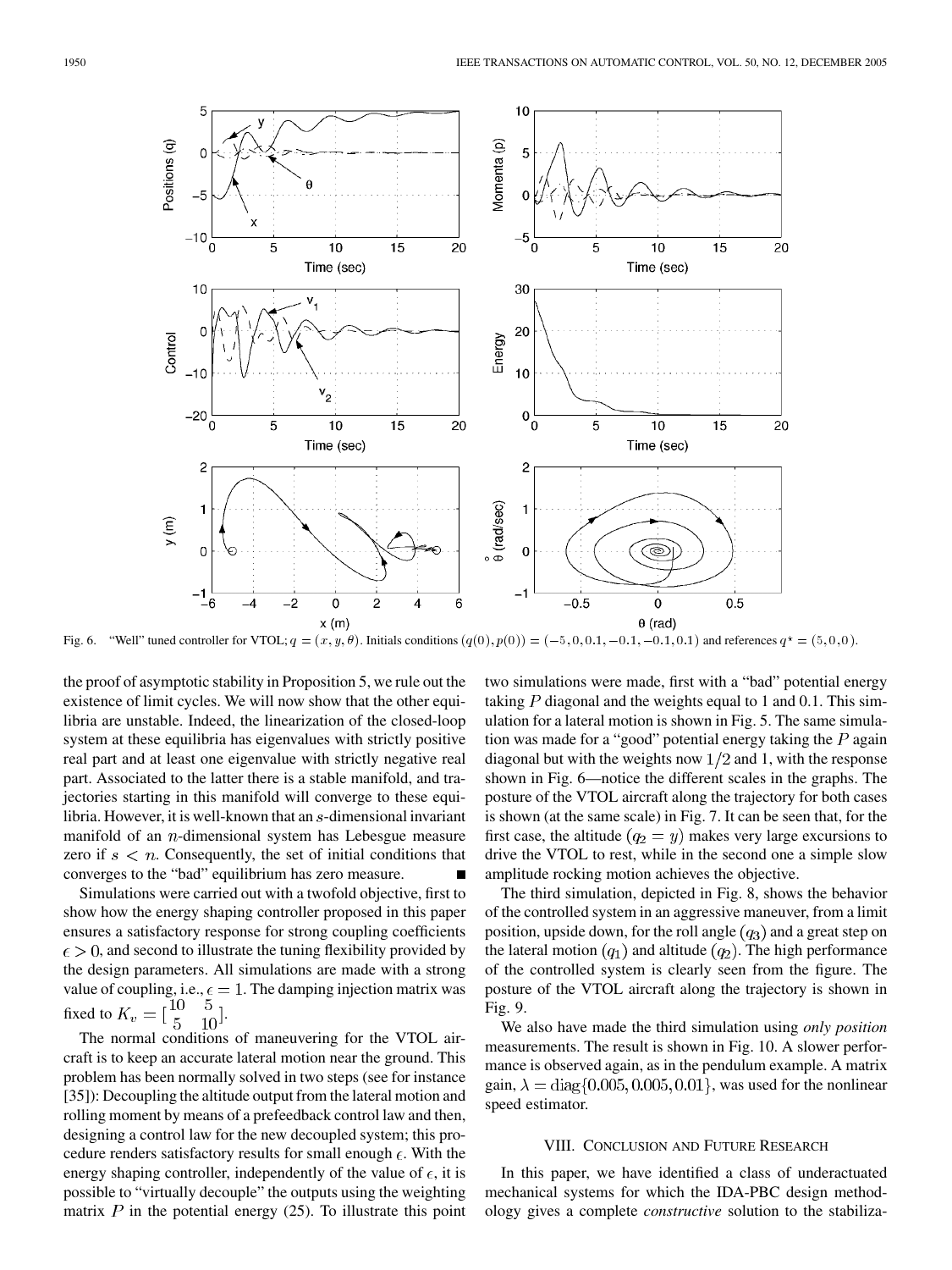Fig. 6. "Well" tuned controller for VTOL; $q = (x, y, \theta)$. Initials conditions $(q(0), p(0)) = (-5, 0, 0.1, -0.1, -0.1, 0.1)$ and references $q^\star = (5, 0, 0)$.

the proof of asymptotic stability in Proposition 5, we rule out the existence of limit cycles. We will now show that the other equilibria are unstable. Indeed, the linearization of the closed-loop system at these equilibria has eigenvalues with strictly positive real part and at least one eigenvalue with strictly negative real part. Associated to the latter there is a stable manifold, and trajectories starting in this manifold will converge to these equilibria. However, it is well-known that an $s$-dimensional invariant manifold of an $n$-dimensional system has Lebesgue measure zero if $s < n$. Consequently, the set of initial conditions that converges to the "bad" equilibrium has zero measure. ■

Simulations were carried out with a twofold objective, first to show how the energy shaping controller proposed in this paper ensures a satisfactory response for strong coupling coefficients $\epsilon > 0$, and second to illustrate the tuning flexibility provided by the design parameters. All simulations are made with a strong value of coupling, i.e., $\epsilon = 1$. The damping injection matrix was fixed to $K_v = \begin{bmatrix} 10 & 5 \\ 5 & 10 \end{bmatrix}$.

The normal conditions of maneuvering for the VTOL aircraft is to keep an accurate lateral motion near the ground. This problem has been normally solved in two steps (see for instance [35]): Decoupling the altitude output from the lateral motion and rolling moment by means of a prefeedback control law and then, designing a control law for the new decoupled system; this procedure renders satisfactory results for small enough $\epsilon$. With the energy shaping controller, independently of the value of $\epsilon$, it is possible to "virtually decouple" the outputs using the weighting matrix $P$ in the potential energy (25). To illustrate this point two simulations were made, first with a "bad" potential energy taking $P$ diagonal and the weights equal to 1 and 0.1. This simulation for a lateral motion is shown in Fig. 5. The same simulation was made for a "good" potential energy taking the $P$ again diagonal but with the weights now $1/2$ and 1, with the response shown in Fig. 6—notice the different scales in the graphs. The posture of the VTOL aircraft along the trajectory for both cases is shown (at the same scale) in Fig. 7. It can be seen that, for the first case, the altitude $(q_2 = y)$ makes very large excursions to drive the VTOL to rest, while in the second one a simple slow amplitude rocking motion achieves the objective.

The third simulation, depicted in Fig. 8, shows the behavior of the controlled system in an aggressive maneuver, from a limit position, upside down, for the roll angle $(q_3)$ and a great step on the lateral motion $(q_1)$ and altitude $(q_2)$. The high performance of the controlled system is clearly seen from the figure. The posture of the VTOL aircraft along the trajectory is shown in Fig. 9.

We also have made the third simulation using *only position* measurements. The result is shown in Fig. 10. A slower performance is observed again, as in the pendulum example. A matrix gain, $\lambda = \mathrm{diag}\{0.005, 0.005, 0.01\}$, was used for the nonlinear speed estimator.

## VIII. Conclusion and Future Research

In this paper, we have identified a class of underactuated mechanical systems for which the IDA-PBC design methodology gives a complete *constructive* solution to the stabiliza-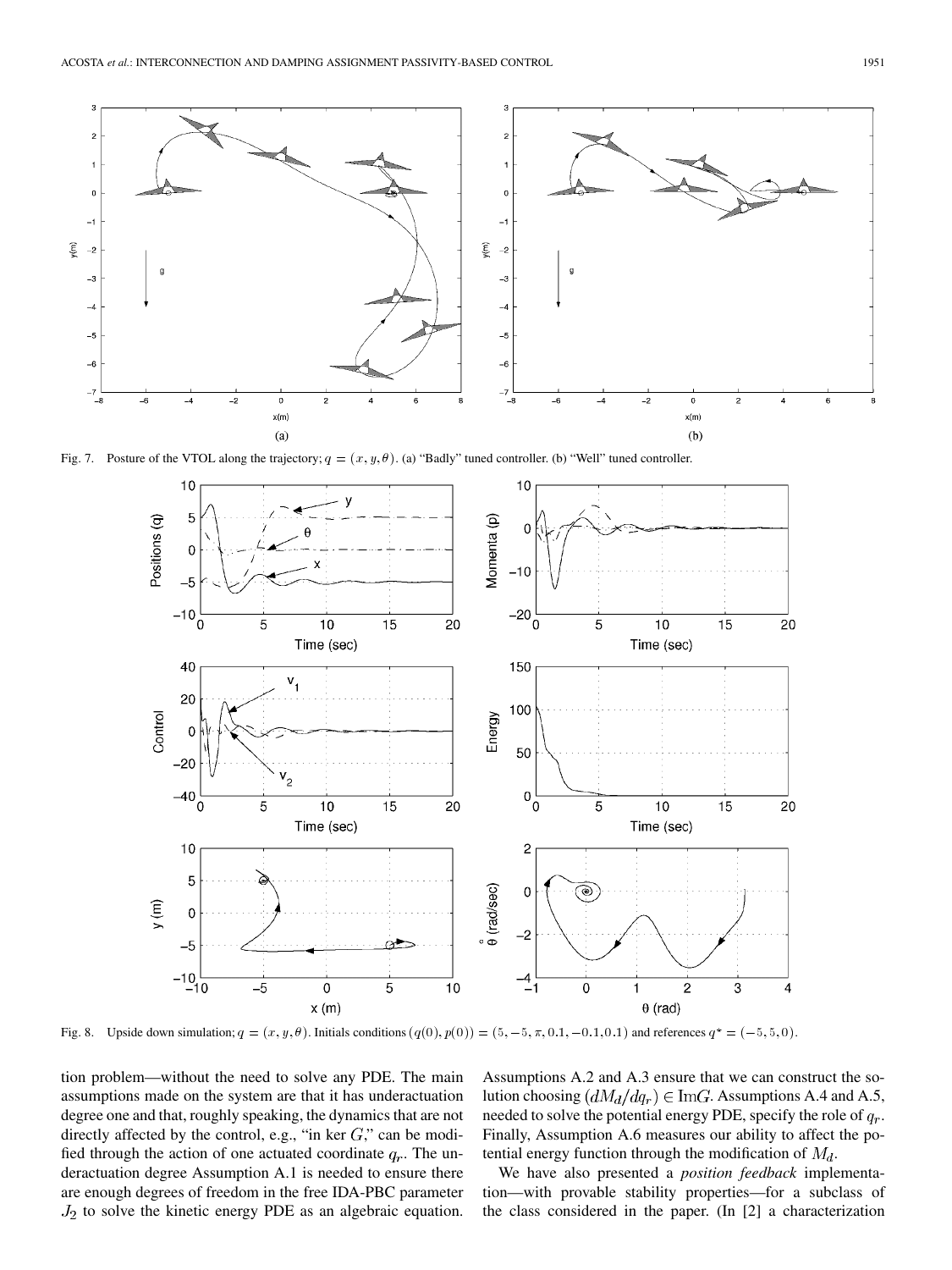Fig. 7. Posture of the VTOL along the trajectory; $q = (x, y, \theta)$. (a) "Badly" tuned controller. (b) "Well" tuned controller.

Fig. 8. Upside down simulation; $q = (x, y, \theta)$. Initials conditions $(q(0), p(0)) = (5, -5, \pi, 0.1, -0.1, 0.1)$ and references $q^\star = (-5, 5, 0)$.

tion problem—without the need to solve any PDE. The main assumptions made on the system are that it has underactuation degree one and that, roughly speaking, the dynamics that are not directly affected by the control, e.g., "in ker $G$," can be modified through the action of one actuated coordinate $q_r$. The underactuation degree Assumption A.1 is needed to ensure there are enough degrees of freedom in the free IDA-PBC parameter $J_2$ to solve the kinetic energy PDE as an algebraic equation. Assumptions A.2 and A.3 ensure that we can construct the solution choosing $(dM_d/dq_r) \in \text{Im}G$. Assumptions A.4 and A.5, needed to solve the potential energy PDE, specify the role of $q_r$. Finally, Assumption A.6 measures our ability to affect the potential energy function through the modification of $M_d$.

We have also presented a *position feedback* implementation—with provable stability properties—for a subclass of the class considered in the paper. (In [2] a characterization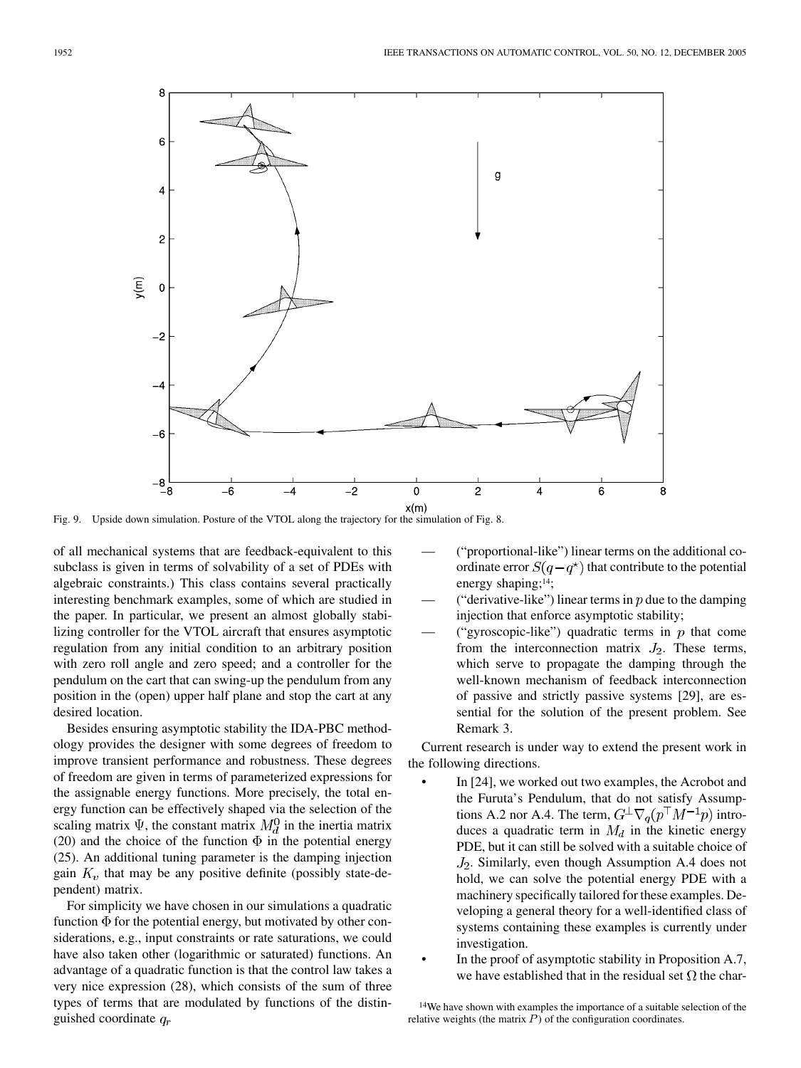Fig. 9. Upside down simulation. Posture of the VTOL along the trajectory for the simulation of Fig. 8.

of all mechanical systems that are feedback-equivalent to this subclass is given in terms of solvability of a set of PDEs with algebraic constraints.) This class contains several practically interesting benchmark examples, some of which are studied in the paper. In particular, we present an almost globally stabilizing controller for the VTOL aircraft that ensures asymptotic regulation from any initial condition to an arbitrary position with zero roll angle and zero speed; and a controller for the pendulum on the cart that can swing-up the pendulum from any position in the (open) upper half plane and stop the cart at any desired location.

Besides ensuring asymptotic stability the IDA-PBC methodology provides the designer with some degrees of freedom to improve transient performance and robustness. These degrees of freedom are given in terms of parameterized expressions for the assignable energy functions. More precisely, the total energy function can be effectively shaped via the selection of the scaling matrix $\Psi$, the constant matrix $M_d^0$ in the inertia matrix (20) and the choice of the function $\Phi$ in the potential energy (25). An additional tuning parameter is the damping injection gain $K_v$ that may be any positive definite (possibly state-dependent) matrix.

For simplicity we have chosen in our simulations a quadratic function $\Phi$ for the potential energy, but motivated by other considerations, e.g., input constraints or rate saturations, we could have also taken other (logarithmic or saturated) functions. An advantage of a quadratic function is that the control law takes a very nice expression (28), which consists of the sum of three types of terms that are modulated by functions of the distinguished coordinate $q_r$

— ("proportional-like") linear terms on the additional coordinate error $S(q-q^\star)$ that contribute to the potential energy shaping;[14];

— ("derivative-like") linear terms in $p$ due to the damping injection that enforce asymptotic stability;

— ("gyroscopic-like") quadratic terms in $p$ that come from the interconnection matrix $J_2$. These terms, which serve to propagate the damping through the well-known mechanism of feedback interconnection of passive and strictly passive systems [29], are essential for the solution of the present problem. See Remark 3.

Current research is under way to extend the present work in the following directions.

- In [24], we worked out two examples, the Acrobot and the Furuta's Pendulum, that do not satisfy Assumptions A.2 nor A.4. The term, $G^\perp \nabla_q(p^\top M^{-1}p)$ introduces a quadratic term in $M_d$ in the kinetic energy PDE, but it can still be solved with a suitable choice of $J_2$. Similarly, even though Assumption A.4 does not hold, we can solve the potential energy PDE with a machinery specifically tailored for these examples. Developing a general theory for a well-identified class of systems containing these examples is currently under investigation.
- In the proof of asymptotic stability in Proposition A.7, we have established that in the residual set $\Omega$ the char-

[14]We have shown with examples the importance of a suitable selection of the relative weights (the matrix $P$) of the configuration coordinates.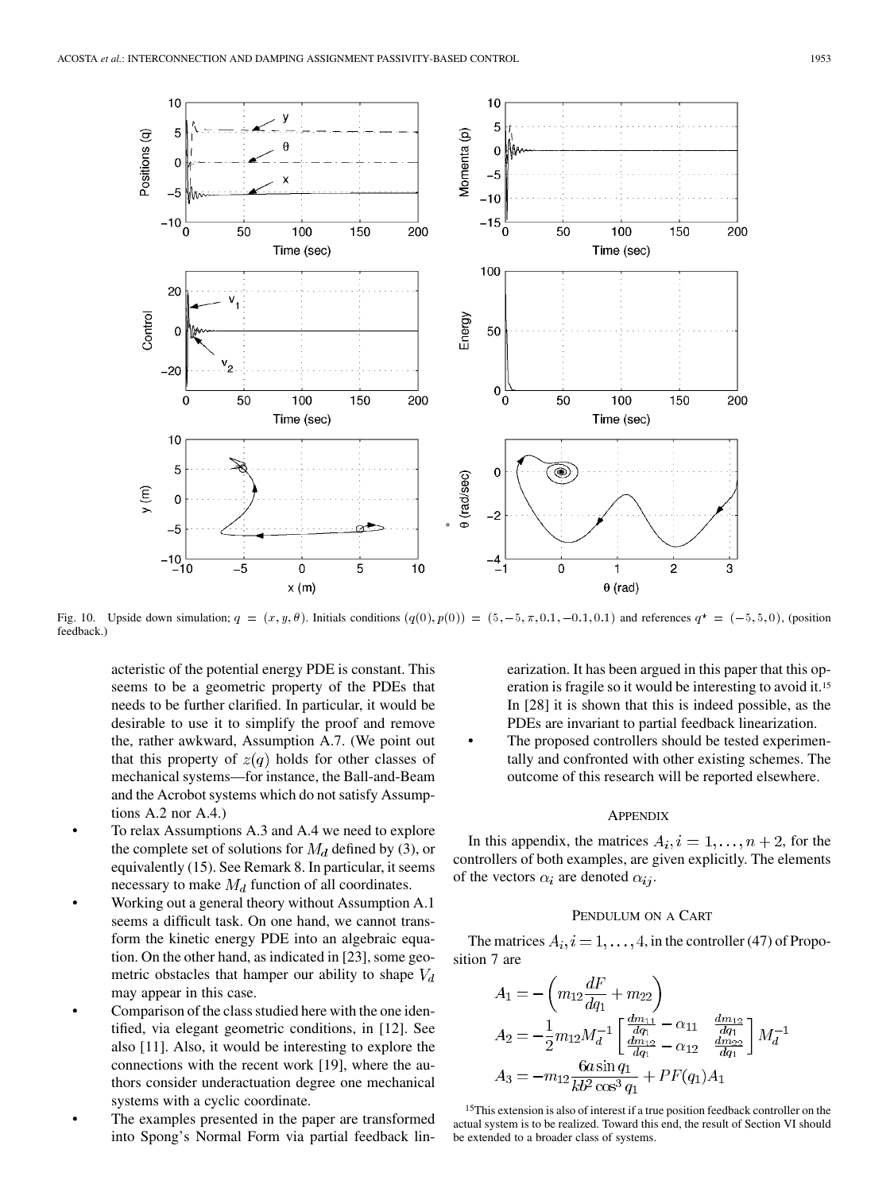Fig. 10. Upside down simulation; $q = (x, y, \theta)$. Initials conditions $(q(0), p(0)) = (5, -5, \pi, 0.1, -0.1, 0.1)$ and references $q^\star = (-5, 5, 0)$, (position feedback.)

acteristic of the potential energy PDE is constant. This seems to be a geometric property of the PDEs that needs to be further clarified. In particular, it would be desirable to use it to simplify the proof and remove the, rather awkward, Assumption A.7. (We point out that this property of $z(q)$ holds for other classes of mechanical systems—for instance, the Ball-and-Beam and the Acrobot systems which do not satisfy Assumptions A.2 nor A.4.)

- To relax Assumptions A.3 and A.4 we need to explore the complete set of solutions for $M_d$ defined by (3), or equivalently (15). See Remark 8. In particular, it seems necessary to make $M_d$ function of all coordinates.
- Working out a general theory without Assumption A.1 seems a difficult task. On one hand, we cannot transform the kinetic energy PDE into an algebraic equation. On the other hand, as indicated in [23], some geometric obstacles that hamper our ability to shape $V_d$ may appear in this case.
- Comparison of the class studied here with the one identified, via elegant geometric conditions, in [12]. See also [11]. Also, it would be interesting to explore the connections with the recent work [19], where the authors consider underactuation degree one mechanical systems with a cyclic coordinate.
- The examples presented in the paper are transformed into Spong's Normal Form via partial feedback linearization. It has been argued in this paper that this operation is fragile so it would be interesting to avoid it.[15] In [28] it is shown that this is indeed possible, as the PDEs are invariant to partial feedback linearization.
- The proposed controllers should be tested experimentally and confronted with other existing schemes. The outcome of this research will be reported elsewhere.

## APPENDIX

In this appendix, the matrices $A_i, i = 1, \ldots, n+2$, for the controllers of both examples, are given explicitly. The elements of the vectors $\alpha_i$ are denoted $\alpha_{ij}$.

### PENDULUM ON A CART

The matrices $A_i, i = 1, \ldots, 4$, in the controller (47) of Proposition 7 are

$$A_1 = -\left(m_{12}\frac{dF}{dq_1} + m_{22}\right)$$

$$A_2 = -\frac{1}{2}m_{12}M_d^{-1}\begin{bmatrix} \frac{dm_{11}}{dq_1} - \alpha_{11} & \frac{dm_{12}}{dq_1} \\ \frac{dm_{12}}{dq_1} - \alpha_{12} & \frac{dm_{22}}{dq_1} \end{bmatrix} M_d^{-1}$$

$$A_3 = -m_{12}\frac{6a\sin q_1}{kb^2\cos^3 q_1} + PF(q_1)A_1$$

[15] This extension is also of interest if a true position feedback controller on the actual system is to be realized. Toward this end, the result of Section VI should be extended to a broader class of systems.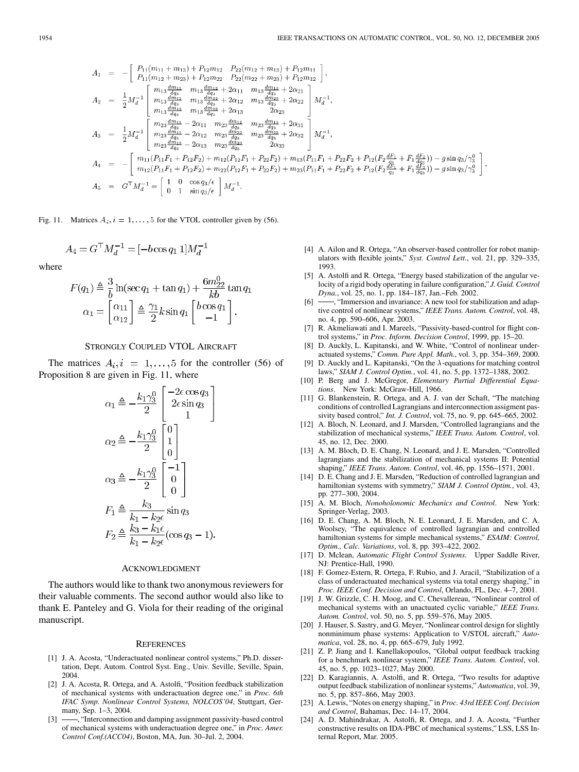$$
\begin{aligned}
A_1 &= -\begin{bmatrix} P_{11}(m_{11}+m_{13}) + P_{12}m_{12} & P_{22}(m_{12}+m_{13}) + P_{12}m_{11} \\ P_{11}(m_{12}+m_{23}) + P_{12}m_{22} & P_{22}(m_{22}+m_{23}) + P_{12}m_{12} \end{bmatrix}, \\
A_2 &= \frac{1}{2}M_d^{-1}\begin{bmatrix} m_{13}\frac{dm_{11}}{dq_3} & m_{13}\frac{dm_{12}}{dq_3} + 2\alpha_{11} & m_{13}\frac{dm_{13}}{dq_3} + 2\alpha_{21} \\ m_{13}\frac{dm_{12}}{dq_3} & m_{13}\frac{dm_{22}}{dq_3} + 2\alpha_{12} & m_{13}\frac{dm_{23}}{dq_3} + 2\alpha_{22} \\ m_{13}\frac{dm_{13}}{dq_3} & m_{13}\frac{dm_{23}}{dq_3} + 2\alpha_{13} & 2\alpha_{23} \end{bmatrix} M_d^{-1}, \\
A_3 &= \frac{1}{2}M_d^{-1}\begin{bmatrix} m_{23}\frac{dm_{11}}{dq_3} - 2\alpha_{11} & m_{23}\frac{dm_{12}}{dq_3} & m_{23}\frac{dm_{13}}{dq_3} + 2\alpha_{31} \\ m_{23}\frac{dm_{12}}{dq_3} - 2\alpha_{12} & m_{23}\frac{dm_{22}}{dq_3} & m_{23}\frac{dm_{23}}{dq_3} + 2\alpha_{32} \\ m_{23}\frac{dm_{13}}{dq_3} - 2\alpha_{13} & m_{23}\frac{dm_{23}}{dq_3} & 2\alpha_{33} \end{bmatrix} M_d^{-1}, \\
A_4 &= -\begin{bmatrix} m_{11}(P_{11}F_1 + P_{12}F_2) + m_{12}(P_{12}F_1 + P_{22}F_2) + m_{13}(P_{11}F_1 + P_{22}F_2 + P_{12}(F_2\frac{dF_1}{q_3} + F_1\frac{dF_2}{dq_3})) - g\sin q_3/\gamma_3^0 \\ m_{12}(P_{11}F_1 + P_{12}F_2) + m_{22}(P_{12}F_1 + P_{22}F_2) + m_{23}(P_{11}F_1 + P_{22}F_2 + P_{12}(F_2\frac{dF_1}{q_3} + F_1\frac{dF_2}{dq_3})) - g\sin q_3/\gamma_3^0 \end{bmatrix}, \\
A_5 &= G^\top M_d^{-1} = \begin{bmatrix} 1 & 0 & \cos q_3/\epsilon \\ 0 & 1 & \sin q_3/\epsilon \end{bmatrix} M_d^{-1}.
\end{aligned}
$$

Fig. 11. Matrices $A_i, i = 1, \ldots, 5$ for the VTOL controller given by (56).

$$A_4 = G^\top M_d^{-1} = [-b\cos q_1 \; 1]M_d^{-1}$$

where

$$F(q_1) \triangleq \frac{3}{b}\ln(\sec q_1 + \tan q_1) + \frac{6m_{22}^0}{kb}\tan q_1$$

$$\alpha_1 = \begin{bmatrix} \alpha_{11} \\ \alpha_{12} \end{bmatrix} \triangleq \frac{\gamma_1}{2}k\sin q_1 \begin{bmatrix} b\cos q_1 \\ -1 \end{bmatrix}.$$

## Strongly Coupled VTOL Aircraft

The matrices $A_i, i = 1, \ldots, 5$ for the controller (56) of Proposition 8 are given in Fig. 11, where

$$\alpha_1 \triangleq -\frac{k_1\gamma_3^0}{2}\begin{bmatrix} -2\epsilon\cos q_3 \\ 2\epsilon\sin q_3 \\ 1 \end{bmatrix}$$

$$\alpha_2 \triangleq -\frac{k_1\gamma_3^0}{2}\begin{bmatrix} 0 \\ 1 \\ 0 \end{bmatrix}$$

$$\alpha_3 \triangleq -\frac{k_1\gamma_3^0}{2}\begin{bmatrix} -1 \\ 0 \\ 0 \end{bmatrix}$$

$$F_1 \triangleq \frac{k_3}{k_1 - k_2\epsilon}\sin q_3$$

$$F_2 \triangleq \frac{k_3 - k_1\epsilon}{k_1 - k_2\epsilon}(\cos q_3 - 1).$$

## Acknowledgment

The authors would like to thank two anonymous reviewers for their valuable comments. The second author would also like to thank E. Panteley and G. Viola for their reading of the original manuscript.

## References

[1] J. A. Acosta, "Underactuated nonlinear control systems," Ph.D. dissertation, Dept. Autom. Control Syst. Eng., Univ. Seville, Seville, Spain, 2004.

[2] J. A. Acosta, R. Ortega, and A. Astolfi, "Position feedback stabilization of mechanical systems with underactuation degree one," in *Proc. 6th IFAC Symp. Nonlinear Control Systems, NOLCOS'04*, Stuttgart, Germany, Sep. 1–3, 2004.

[3] ——, "Interconnection and damping assignment passivity-based control of mechanical systems with underactuation degree one," in *Proc. Amer. Control Conf.(ACC04)*, Boston, MA, Jun. 30–Jul. 2, 2004.

[4] A. Ailon and R. Ortega, "An observer-based controller for robot manipulators with flexible joints," *Syst. Control Lett.*, vol. 21, pp. 329–335, 1993.

[5] A. Astolfi and R. Ortega, "Energy based stabilization of the angular velocity of a rigid body operating in failure configuration," *J. Guid. Control Dyna.*, vol. 25, no. 1, pp. 184–187, Jan.–Feb. 2002.

[6] ——, "Immersion and invariance: A new tool for stabilization and adaptive control of nonlinear systems," *IEEE Trans. Autom. Control*, vol. 48, no. 4, pp. 590–606, Apr. 2003.

[7] R. Akmeliawati and I. Mareels, "Passivity-based-control for flight control systems," in *Proc. Inform. Decision Control*, 1999, pp. 15–20.

[8] D. Auckly, L. Kapitanski, and W. White, "Control of nonlinear underactuated systems," *Comm. Pure Appl. Math.*, vol. 3, pp. 354–369, 2000.

[9] D. Auckly and L. Kapitanski, "On the $\lambda$-equations for matching control laws," *SIAM J. Control Optim.*, vol. 41, no. 5, pp. 1372–1388, 2002.

[10] P. Berg and J. McGregor, *Elementary Partial Differential Equations*. New York: McGraw-Hill, 1966.

[11] G. Blankenstein, R. Ortega, and A. J. van der Schaft, "The matching conditions of controlled Lagrangians and interconnection assigment passivity based control," *Int. J. Control*, vol. 75, no. 9, pp. 645–665, 2002.

[12] A. Bloch, N. Leonard, and J. Marsden, "Controlled lagrangians and the stabilization of mechanical systems," *IEEE Trans. Autom. Control*, vol. 45, no. 12, Dec. 2000.

[13] A. M. Bloch, D. E. Chang, N. Leonard, and J. E. Marsden, "Controlled lagrangians and the stabilization of mechanical systems II: Potential shaping," *IEEE Trans. Autom. Control*, vol. 46, pp. 1556–1571, 2001.

[14] D. E. Chang and J. E. Marsden, "Reduction of controlled lagrangian and hamiltonian systems with symmetry," *SIAM J. Control Optim.*, vol. 43, pp. 277–300, 2004.

[15] A. M. Bloch, *Nonoholonomic Mechanics and Control*. New York: Springer-Verlag, 2003.

[16] D. E. Chang, A. M. Bloch, N. E. Leonard, J. E. Marsden, and C. A. Woolsey, "The equivalence of controlled lagrangian and controlled hamiltonian systems for simple mechanical systems," *ESAIM: Control, Optim., Calc. Variations*, vol. 8, pp. 393–422, 2002.

[17] D. Mclean, *Automatic Flight Control Systems*. Upper Saddle River, NJ: Prentice-Hall, 1990.

[18] F. Gomez-Estern, R. Ortega, F. Rubio, and J. Aracil, "Stabilization of a class of underactuated mechanical systems via total energy shaping," in *Proc. IEEE Conf. Decision and Control*, Orlando, FL, Dec. 4–7, 2001.

[19] J. W. Grizzle, C. H. Moog, and C. Chevallereau, "Nonlinear control of mechanical systems with an unactuated cyclic variable," *IEEE Trans. Autom. Control*, vol. 50, no. 5, pp. 559–576, May 2005.

[20] J. Hauser, S. Sastry, and G. Meyer, "Nonlinear control design for slightly nonminimum phase systems: Application to V/STOL aircraft," *Automatica*, vol. 28, no. 4, pp. 665–679, July 1992.

[21] Z. P. Jiang and I. Kanellakopoulos, "Global output feedback tracking for a benchmark nonlinear system," *IEEE Trans. Autom. Control*, vol. 45, no. 5, pp. 1023–1027, May 2000.

[22] D. Karagiannis, A. Astolfi, and R. Ortega, "Two results for adaptive output feedback stabilization of nonlinear systems," *Automatica*, vol. 39, no. 5, pp. 857–866, May 2003.

[23] A. Lewis, "Notes on energy shaping," in *Proc. 43rd IEEE Conf. Decision and Control*, Bahamas, Dec. 14–17, 2004.

[24] A. D. Mahindrakar, A. Astolfi, R. Ortega, and J. A. Acosta, "Further constructive results on IDA-PBC of mechanical systems," LSS, LSS Internal Report, Mar. 2005.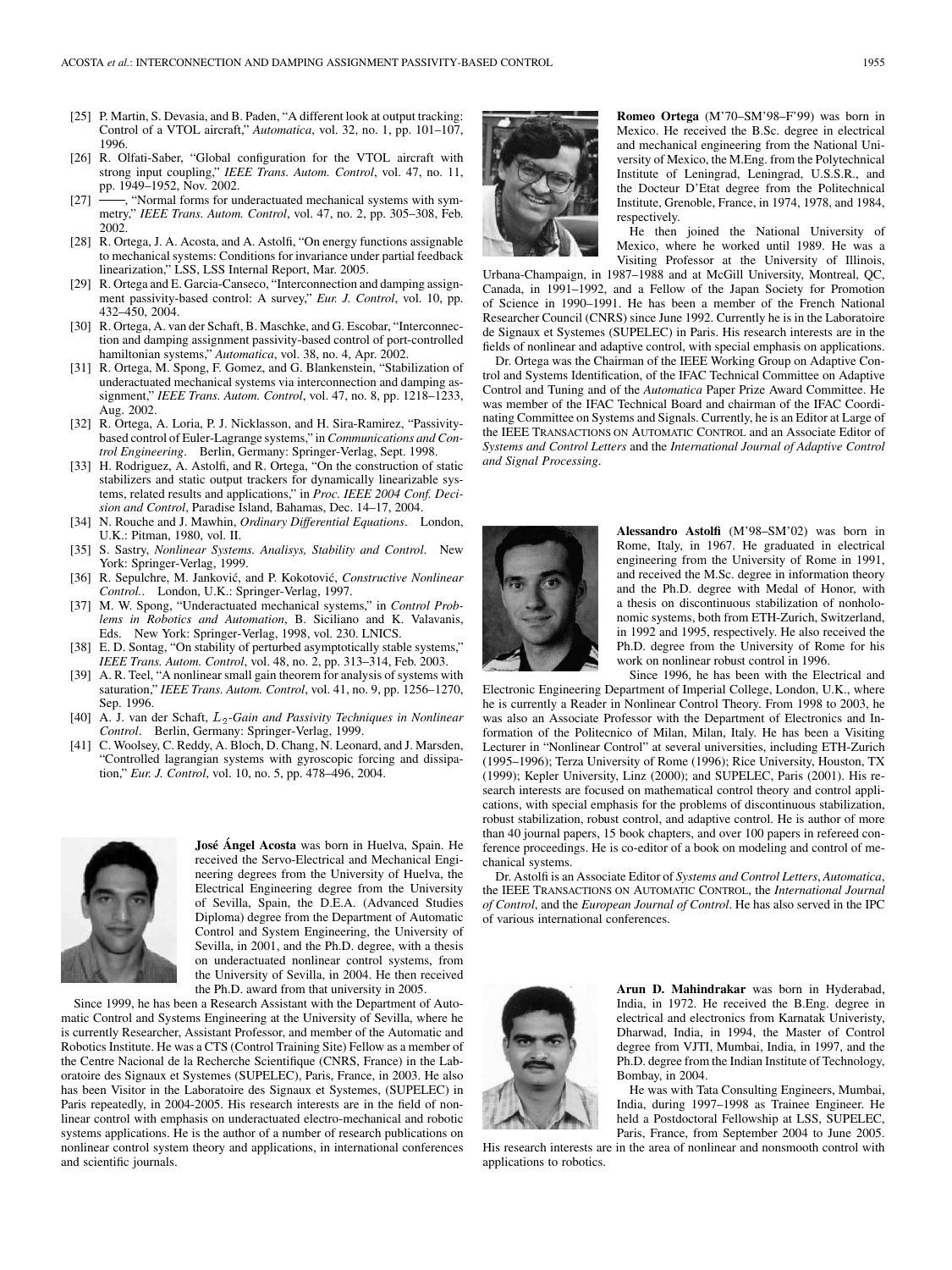[25] P. Martin, S. Devasia, and B. Paden, "A different look at output tracking: Control of a VTOL aircraft," *Automatica*, vol. 32, no. 1, pp. 101–107, 1996.

[26] R. Olfati-Saber, "Global configuration for the VTOL aircraft with strong input coupling," *IEEE Trans. Autom. Control*, vol. 47, no. 11, pp. 1949–1952, Nov. 2002.

[27] ——, "Normal forms for underactuated mechanical systems with symmetry," *IEEE Trans. Autom. Control*, vol. 47, no. 2, pp. 305–308, Feb. 2002.

[28] R. Ortega, J. A. Acosta, and A. Astolfi, "On energy functions assignable to mechanical systems: Conditions for invariance under partial feedback linearization," LSS, LSS Internal Report, Mar. 2005.

[29] R. Ortega and E. Garcia-Canseco, "Interconnection and damping assignment passivity-based control: A survey," *Eur. J. Control*, vol. 10, pp. 432–450, 2004.

[30] R. Ortega, A. van der Schaft, B. Maschke, and G. Escobar, "Interconnection and damping assignment passivity-based control of port-controlled hamiltonian systems," *Automatica*, vol. 38, no. 4, Apr. 2002.

[31] R. Ortega, M. Spong, F. Gomez, and G. Blankenstein, "Stabilization of underactuated mechanical systems via interconnection and damping assignment," *IEEE Trans. Autom. Control*, vol. 47, no. 8, pp. 1218–1233, Aug. 2002.

[32] R. Ortega, A. Loria, P. J. Nicklasson, and H. Sira-Ramirez, "Passivity-based control of Euler-Lagrange systems," in *Communications and Control Engineering*. Berlin, Germany: Springer-Verlag, Sept. 1998.

[33] H. Rodriguez, A. Astolfi, and R. Ortega, "On the construction of static stabilizers and static output trackers for dynamically linearizable systems, related results and applications," in *Proc. IEEE 2004 Conf. Decision and Control*, Paradise Island, Bahamas, Dec. 14–17, 2004.

[34] N. Rouche and J. Mawhin, *Ordinary Differential Equations*. London, U.K.: Pitman, 1980, vol. II.

[35] S. Sastry, *Nonlinear Systems. Analisys, Stability and Control*. New York: Springer-Verlag, 1999.

[36] R. Sepulchre, M. Janković, and P. Kokotović, *Constructive Nonlinear Control.*. London, U.K.: Springer-Verlag, 1997.

[37] M. W. Spong, "Underactuated mechanical systems," in *Control Problems in Robotics and Automation*, B. Siciliano and K. Valavanis, Eds. New York: Springer-Verlag, 1998, vol. 230. LNICS.

[38] E. D. Sontag, "On stability of perturbed asymptotically stable systems," *IEEE Trans. Autom. Control*, vol. 48, no. 2, pp. 313–314, Feb. 2003.

[39] A. R. Teel, "A nonlinear small gain theorem for analysis of systems with saturation," *IEEE Trans. Autom. Control*, vol. 41, no. 9, pp. 1256–1270, Sep. 1996.

[40] A. J. van der Schaft, *$L_2$-Gain and Passivity Techniques in Nonlinear Control*. Berlin, Germany: Springer-Verlag, 1999.

[41] C. Woolsey, C. Reddy, A. Bloch, D. Chang, N. Leonard, and J. Marsden, "Controlled lagrangian systems with gyroscopic forcing and dissipation," *Eur. J. Control*, vol. 10, no. 5, pp. 478–496, 2004.

**José Ángel Acosta** was born in Huelva, Spain. He received the Servo-Electrical and Mechanical Engineering degrees from the University of Huelva, the Electrical Engineering degree from the University of Sevilla, Spain, the D.E.A. (Advanced Studies Diploma) degree from the Department of Automatic Control and System Engineering, the University of Sevilla, in 2001, and the Ph.D. degree, with a thesis on underactuated nonlinear control systems, from the University of Sevilla, in 2004. He then received the Ph.D. award from that university in 2005.

Since 1999, he has been a Research Assistant with the Department of Automatic Control and Systems Engineering at the University of Sevilla, where he is currently Researcher, Assistant Professor, and member of the Automatic and Robotics Institute. He was a CTS (Control Training Site) Fellow as a member of the Centre Nacional de la Recherche Scientifique (CNRS, France) in the Laboratoire des Signaux et Systemes (SUPELEC), Paris, France, in 2003. He also has been Visitor in the Laboratoire des Signaux et Systemes, (SUPELEC) in Paris repeatedly, in 2004-2005. His research interests are in the field of nonlinear control with emphasis on underactuated electro-mechanical and robotic systems applications. He is the author of a number of research publications on nonlinear control system theory and applications, in international conferences and scientific journals.

**Romeo Ortega** (M'70–SM'98–F'99) was born in Mexico. He received the B.Sc. degree in electrical and mechanical engineering from the National University of Mexico, the M.Eng. from the Polytechnical Institute of Leningrad, Leningrad, U.S.S.R., and the Docteur D'Etat degree from the Politechnical Institute, Grenoble, France, in 1974, 1978, and 1984, respectively.

He then joined the National University of Mexico, where he worked until 1989. He was a Visiting Professor at the University of Illinois, Urbana-Champaign, in 1987–1988 and at McGill University, Montreal, QC, Canada, in 1991–1992, and a Fellow of the Japan Society for Promotion of Science in 1990–1991. He has been a member of the French National Researcher Council (CNRS) since June 1992. Currently he is in the Laboratoire de Signaux et Systemes (SUPELEC) in Paris. His research interests are in the fields of nonlinear and adaptive control, with special emphasis on applications.

Dr. Ortega was the Chairman of the IEEE Working Group on Adaptive Control and Systems Identification, of the IFAC Technical Committee on Adaptive Control and Tuning and of the *Automatica* Paper Prize Award Committee. He was member of the IFAC Technical Board and chairman of the IFAC Coordinating Committee on Systems and Signals. Currently, he is an Editor at Large of the IEEE TRANSACTIONS ON AUTOMATIC CONTROL and an Associate Editor of *Systems and Control Letters* and the *International Journal of Adaptive Control and Signal Processing*.

**Alessandro Astolfi** (M'98–SM'02) was born in Rome, Italy, in 1967. He graduated in electrical engineering from the University of Rome in 1991, and received the M.Sc. degree in information theory and the Ph.D. degree with Medal of Honor, with a thesis on discontinuous stabilization of nonholonomic systems, both from ETH-Zurich, Switzerland, in 1992 and 1995, respectively. He also received the Ph.D. degree from the University of Rome for his work on nonlinear robust control in 1996.

Since 1996, he has been with the Electrical and Electronic Engineering Department of Imperial College, London, U.K., where he is currently a Reader in Nonlinear Control Theory. From 1998 to 2003, he was also an Associate Professor with the Department of Electronics and Information of the Politecnico of Milan, Milan, Italy. He has been a Visiting Lecturer in "Nonlinear Control" at several universities, including ETH-Zurich (1995–1996); Terza University of Rome (1996); Rice University, Houston, TX (1999); Kepler University, Linz (2000); and SUPELEC, Paris (2001). His research interests are focused on mathematical control theory and control applications, with special emphasis for the problems of discontinuous stabilization, robust stabilization, robust control, and adaptive control. He is author of more than 40 journal papers, 15 book chapters, and over 100 papers in refereed conference proceedings. He is co-editor of a book on modeling and control of mechanical systems.

Dr. Astolfi is an Associate Editor of *Systems and Control Letters*, *Automatica*, the IEEE TRANSACTIONS ON AUTOMATIC CONTROL, the *International Journal of Control*, and the *European Journal of Control*. He has also served in the IPC of various international conferences.

**Arun D. Mahindrakar** was born in Hyderabad, India, in 1972. He received the B.Eng. degree in electrical and electronics from Karnatak Univeristy, Dharwad, India, in 1994, the Master of Control degree from VJTI, Mumbai, India, in 1997, and the Ph.D. degree from the Indian Institute of Technology, Bombay, in 2004.

He was with Tata Consulting Engineers, Mumbai, India, during 1997–1998 as Trainee Engineer. He held a Postdoctoral Fellowship at LSS, SUPELEC, Paris, France, from September 2004 to June 2005. His research interests are in the area of nonlinear and nonsmooth control with applications to robotics.